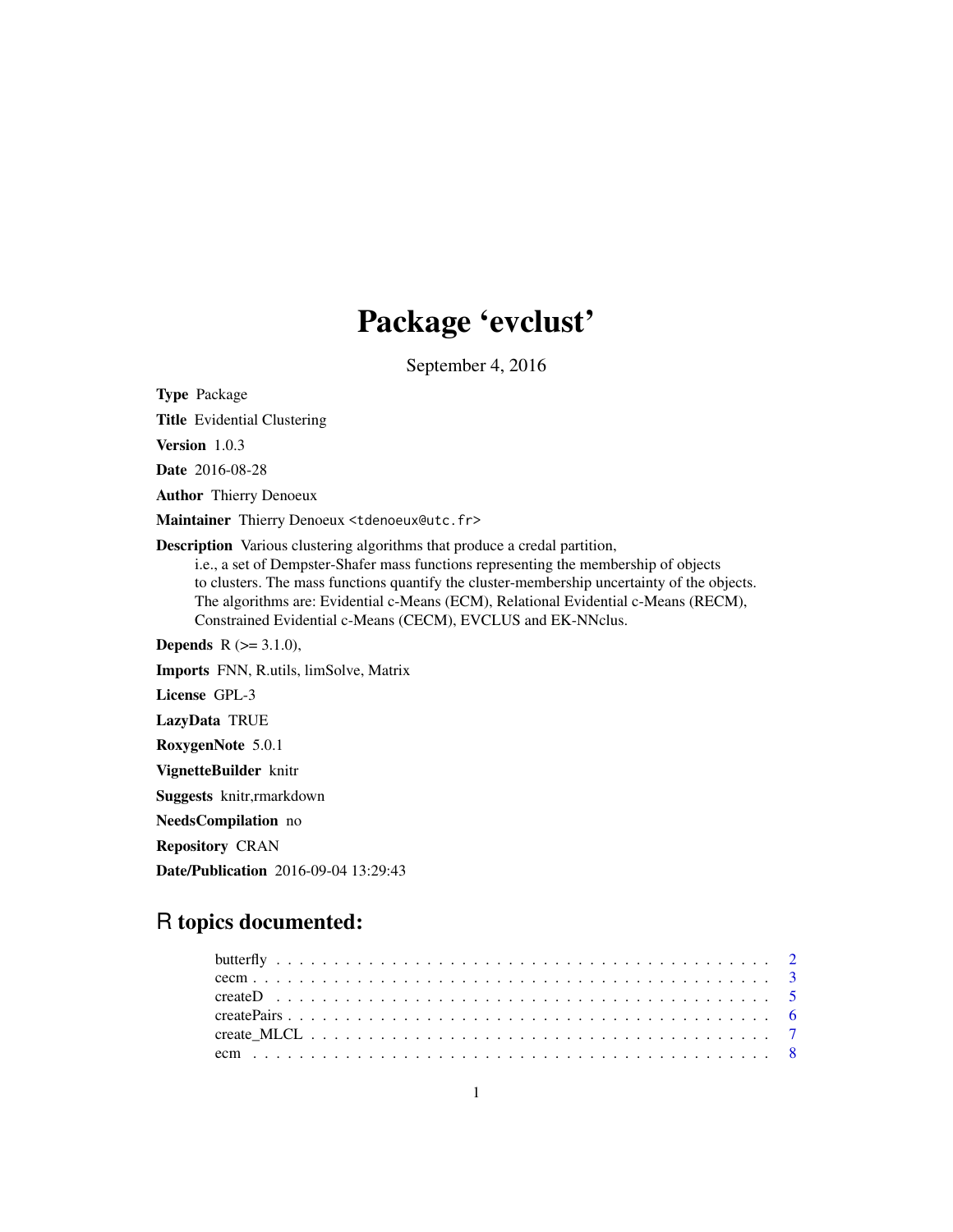# Package 'evclust'

September 4, 2016

**Type** Package

**Title** Evidential Clustering

**Version** 1.0.3

**Date** 2016-08-28

**Author** Thierry Denoeux

**Maintainer** Thierry Denoeux <tdenoeux@utc.fr>

**Description** Various clustering algorithms that produce a credal partition, i.e., a set of Dempster-Shafer mass functions representing the membership of objects to clusters. The mass functions quantify the cluster-membership uncertainty of the objects. The algorithms are: Evidential c-Means (ECM), Relational Evidential c-Means (RECM), Constrained Evidential c-Means (CECM), EVCLUS and EK-NNclus.

**Depends** R (>= 3.1.0),

**Imports** FNN, R.utils, limSolve, Matrix

**License** GPL-3

**LazyData** TRUE

**RoxygenNote** 5.0.1

**VignetteBuilder** knitr

**Suggests** knitr,rmarkdown

**NeedsCompilation** no

**Repository** CRAN

**Date/Publication** 2016-09-04 13:29:43

## R topics documented:

| | |
|---|---|
| butterfly | 2 |
| cecm | 3 |
| createD | 5 |
| createPairs | 6 |
| create_MLCL | 7 |
| ecm | 8 |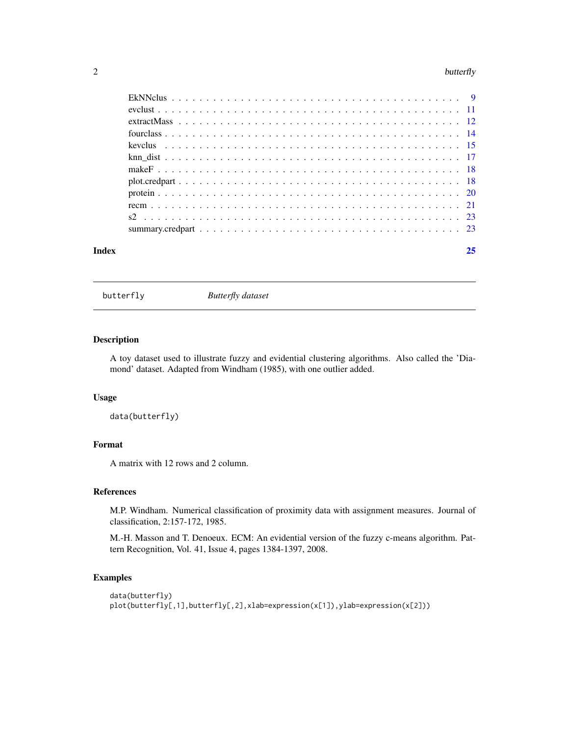| | |
|---|---|
| EkNNclus | 9 |
| evclust | 11 |
| extractMass | 12 |
| fourclass | 14 |
| kevclus | 15 |
| knn_dist | 17 |
| makeF | 18 |
| plot.credpart | 18 |
| protein | 20 |
| recm | 21 |
| s2 | 23 |
| summary.credpart | 23 |

**Index** 25

---

## butterfly *Butterfly dataset*

### Description

A toy dataset used to illustrate fuzzy and evidential clustering algorithms. Also called the 'Diamond' dataset. Adapted from Windham (1985), with one outlier added.

### Usage

```
data(butterfly)
```

### Format

A matrix with 12 rows and 2 column.

### References

M.P. Windham. Numerical classification of proximity data with assignment measures. Journal of classification, 2:157-172, 1985.

M.-H. Masson and T. Denoeux. ECM: An evidential version of the fuzzy c-means algorithm. Pattern Recognition, Vol. 41, Issue 4, pages 1384-1397, 2008.

### Examples

```
data(butterfly)
plot(butterfly[,1],butterfly[,2],xlab=expression(x[1]),ylab=expression(x[2]))
```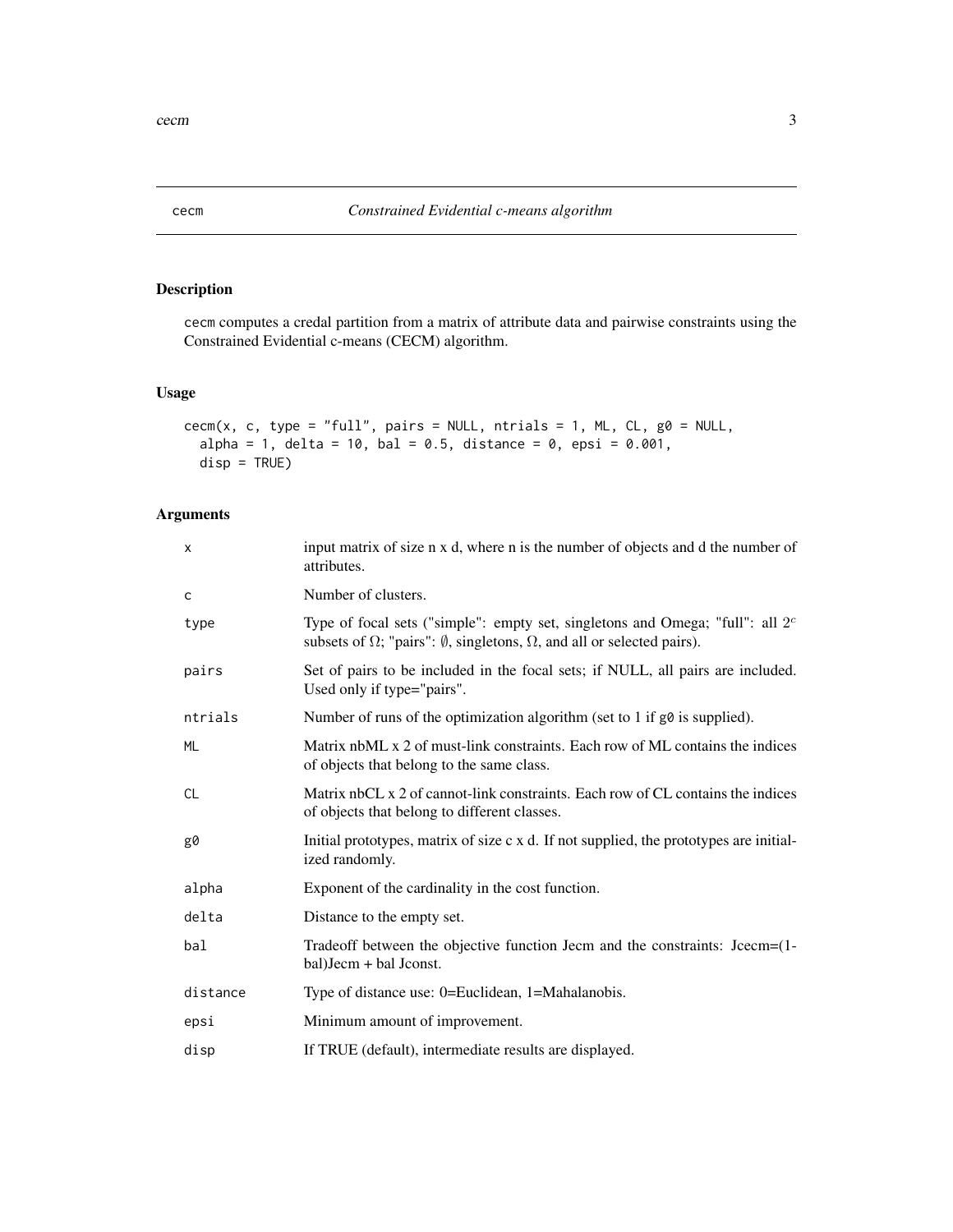## cecm — *Constrained Evidential c-means algorithm*

### Description

cecm computes a credal partition from a matrix of attribute data and pairwise constraints using the Constrained Evidential c-means (CECM) algorithm.

### Usage

```
cecm(x, c, type = "full", pairs = NULL, ntrials = 1, ML, CL, g0 = NULL,
  alpha = 1, delta = 10, bal = 0.5, distance = 0, epsi = 0.001,
  disp = TRUE)
```

### Arguments

| | |
|---|---|
| x | input matrix of size n x d, where n is the number of objects and d the number of attributes. |
| c | Number of clusters. |
| type | Type of focal sets ("simple": empty set, singletons and Omega; "full": all $2^c$ subsets of $\Omega$; "pairs": $\emptyset$, singletons, $\Omega$, and all or selected pairs). |
| pairs | Set of pairs to be included in the focal sets; if NULL, all pairs are included. Used only if type="pairs". |
| ntrials | Number of runs of the optimization algorithm (set to 1 if g0 is supplied). |
| ML | Matrix nbML x 2 of must-link constraints. Each row of ML contains the indices of objects that belong to the same class. |
| CL | Matrix nbCL x 2 of cannot-link constraints. Each row of CL contains the indices of objects that belong to different classes. |
| g0 | Initial prototypes, matrix of size c x d. If not supplied, the prototypes are initialized randomly. |
| alpha | Exponent of the cardinality in the cost function. |
| delta | Distance to the empty set. |
| bal | Tradeoff between the objective function Jecm and the constraints: Jcecm=(1-bal)Jecm + bal Jconst. |
| distance | Type of distance use: 0=Euclidean, 1=Mahalanobis. |
| epsi | Minimum amount of improvement. |
| disp | If TRUE (default), intermediate results are displayed. |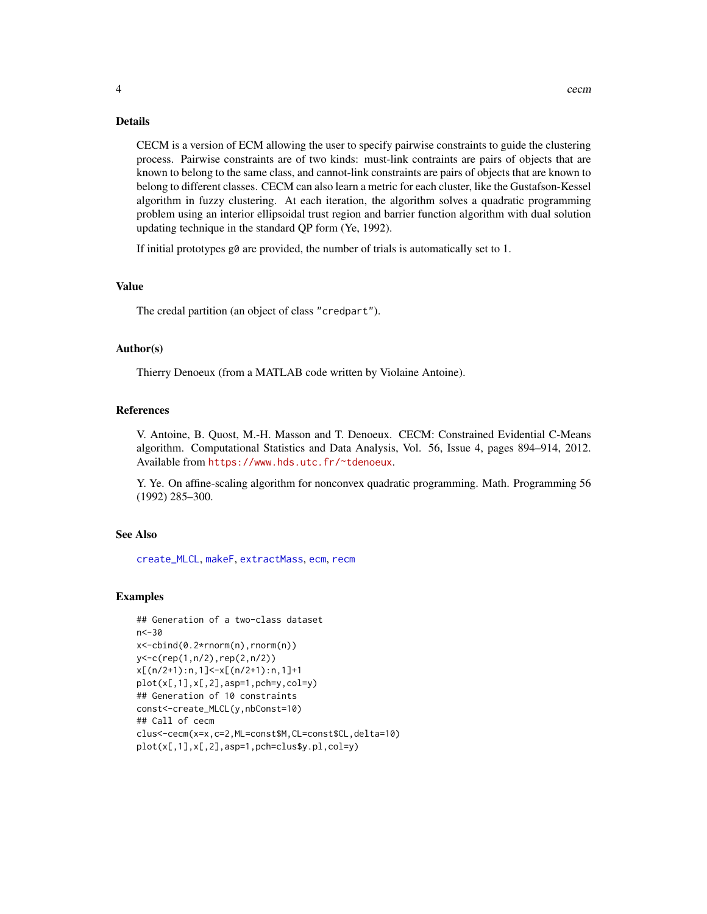### Details

CECM is a version of ECM allowing the user to specify pairwise constraints to guide the clustering process. Pairwise constraints are of two kinds: must-link contraints are pairs of objects that are known to belong to the same class, and cannot-link constraints are pairs of objects that are known to belong to different classes. CECM can also learn a metric for each cluster, like the Gustafson-Kessel algorithm in fuzzy clustering. At each iteration, the algorithm solves a quadratic programming problem using an interior ellipsoidal trust region and barrier function algorithm with dual solution updating technique in the standard QP form (Ye, 1992).

If initial prototypes `g0` are provided, the number of trials is automatically set to 1.

### Value

The credal partition (an object of class `"credpart"`).

### Author(s)

Thierry Denoeux (from a MATLAB code written by Violaine Antoine).

### References

V. Antoine, B. Quost, M.-H. Masson and T. Denoeux. CECM: Constrained Evidential C-Means algorithm. Computational Statistics and Data Analysis, Vol. 56, Issue 4, pages 894–914, 2012. Available from https://www.hds.utc.fr/~tdenoeux.

Y. Ye. On affine-scaling algorithm for nonconvex quadratic programming. Math. Programming 56 (1992) 285–300.

### See Also

create_MLCL, makeF, extractMass, ecm, recm

### Examples

```
## Generation of a two-class dataset
n<-30
x<-cbind(0.2*rnorm(n),rnorm(n))
y<-c(rep(1,n/2),rep(2,n/2))
x[(n/2+1):n,1]<-x[(n/2+1):n,1]+1
plot(x[,1],x[,2],asp=1,pch=y,col=y)
## Generation of 10 constraints
const<-create_MLCL(y,nbConst=10)
## Call of cecm
clus<-cecm(x=x,c=2,ML=const$M,CL=const$CL,delta=10)
plot(x[,1],x[,2],asp=1,pch=clus$y.pl,col=y)
```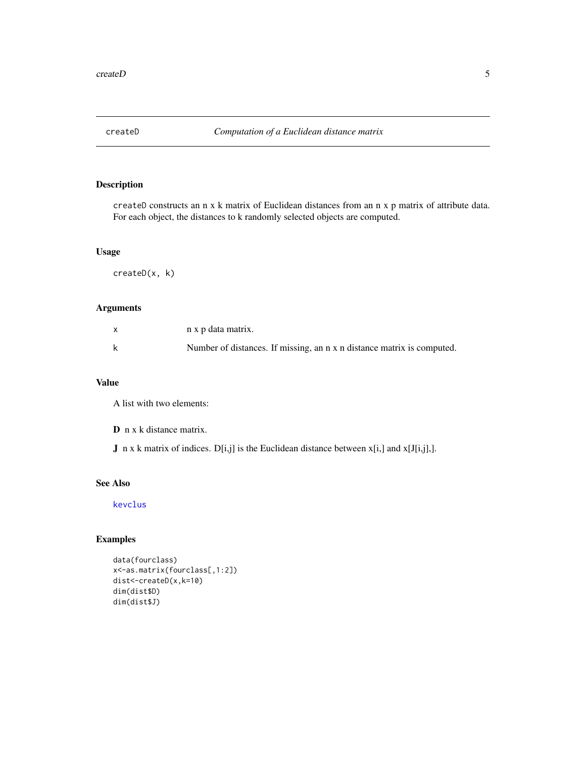# createD — *Computation of a Euclidean distance matrix*

## Description

createD constructs an n x k matrix of Euclidean distances from an n x p matrix of attribute data. For each object, the distances to k randomly selected objects are computed.

## Usage

```
createD(x, k)
```

## Arguments

| | |
|---|---|
| x | n x p data matrix. |
| k | Number of distances. If missing, an n x n distance matrix is computed. |

## Value

A list with two elements:

**D** n x k distance matrix.

**J** n x k matrix of indices. D[i,j] is the Euclidean distance between x[i,] and x[J[i,j],].

## See Also

kevclus

## Examples

```
data(fourclass)
x<-as.matrix(fourclass[,1:2])
dist<-createD(x,k=10)
dim(dist$D)
dim(dist$J)
```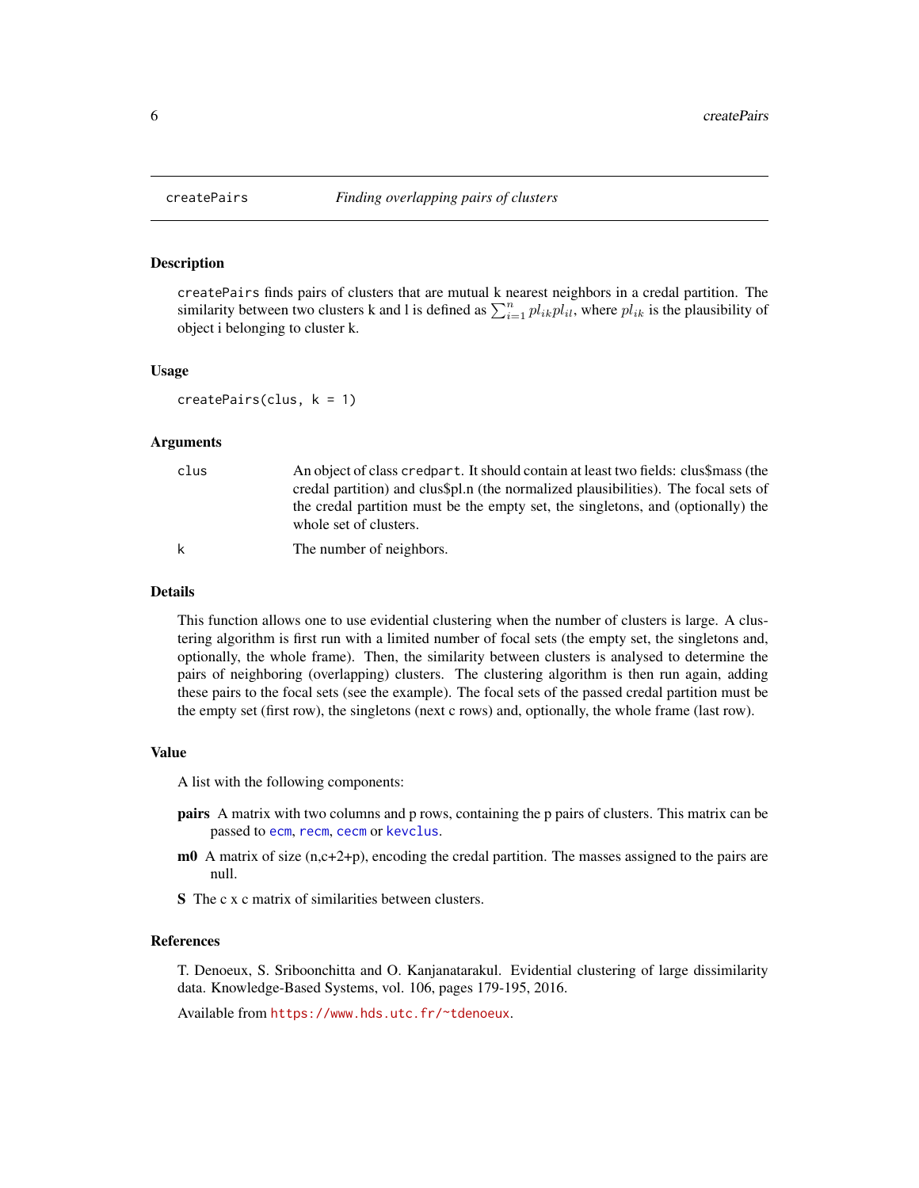## createPairs — *Finding overlapping pairs of clusters*

### Description

createPairs finds pairs of clusters that are mutual k nearest neighbors in a credal partition. The similarity between two clusters k and l is defined as $\sum_{i=1}^{n} pl_{ik} pl_{il}$, where $pl_{ik}$ is the plausibility of object i belonging to cluster k.

### Usage

```
createPairs(clus, k = 1)
```

### Arguments

| | |
|---|---|
| clus | An object of class credpart. It should contain at least two fields: clus$mass (the credal partition) and clus$pl.n (the normalized plausibilities). The focal sets of the credal partition must be the empty set, the singletons, and (optionally) the whole set of clusters. |
| k | The number of neighbors. |

### Details

This function allows one to use evidential clustering when the number of clusters is large. A clustering algorithm is first run with a limited number of focal sets (the empty set, the singletons and, optionally, the whole frame). Then, the similarity between clusters is analysed to determine the pairs of neighboring (overlapping) clusters. The clustering algorithm is then run again, adding these pairs to the focal sets (see the example). The focal sets of the passed credal partition must be the empty set (first row), the singletons (next c rows) and, optionally, the whole frame (last row).

### Value

A list with the following components:

- **pairs** A matrix with two columns and p rows, containing the p pairs of clusters. This matrix can be passed to ecm, recm, cecm or kevclus.
- **m0** A matrix of size (n,c+2+p), encoding the credal partition. The masses assigned to the pairs are null.
- **S** The c x c matrix of similarities between clusters.

### References

T. Denoeux, S. Sriboonchitta and O. Kanjanatarakul. Evidential clustering of large dissimilarity data. Knowledge-Based Systems, vol. 106, pages 179-195, 2016.

Available from https://www.hds.utc.fr/~tdenoeux.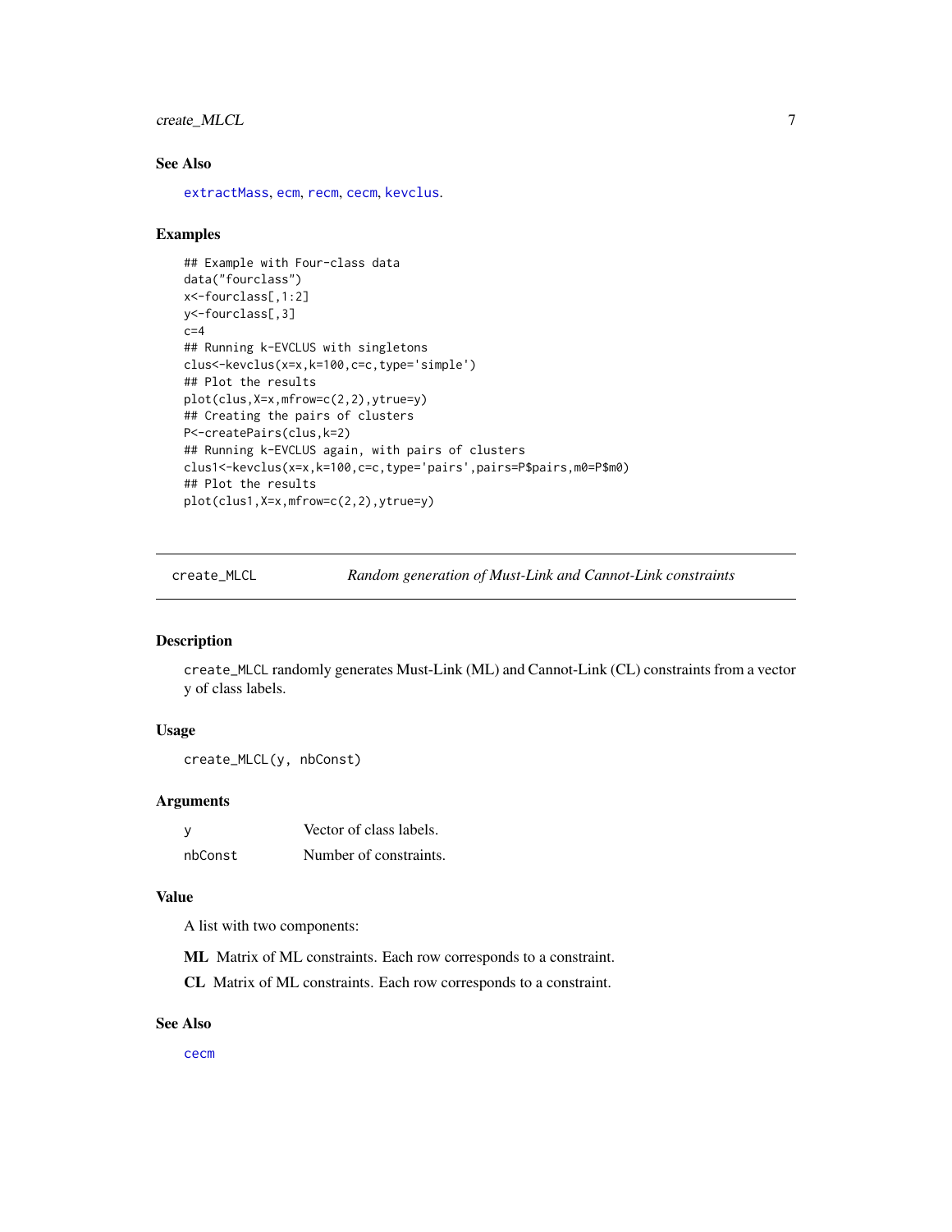### See Also

extractMass, ecm, recm, cecm, kevclus.

### Examples

```
## Example with Four-class data
data("fourclass")
x<-fourclass[,1:2]
y<-fourclass[,3]
c=4
## Running k-EVCLUS with singletons
clus<-kevclus(x=x,k=100,c=c,type='simple')
## Plot the results
plot(clus,X=x,mfrow=c(2,2),ytrue=y)
## Creating the pairs of clusters
P<-createPairs(clus,k=2)
## Running k-EVCLUS again, with pairs of clusters
clus1<-kevclus(x=x,k=100,c=c,type='pairs',pairs=P$pairs,m0=P$m0)
## Plot the results
plot(clus1,X=x,mfrow=c(2,2),ytrue=y)
```

---

## create_MLCL — *Random generation of Must-Link and Cannot-Link constraints*

### Description

create_MLCL randomly generates Must-Link (ML) and Cannot-Link (CL) constraints from a vector y of class labels.

### Usage

```
create_MLCL(y, nbConst)
```

### Arguments

| | |
|---|---|
| y | Vector of class labels. |
| nbConst | Number of constraints. |

### Value

A list with two components:

**ML** Matrix of ML constraints. Each row corresponds to a constraint.

**CL** Matrix of ML constraints. Each row corresponds to a constraint.

### See Also

cecm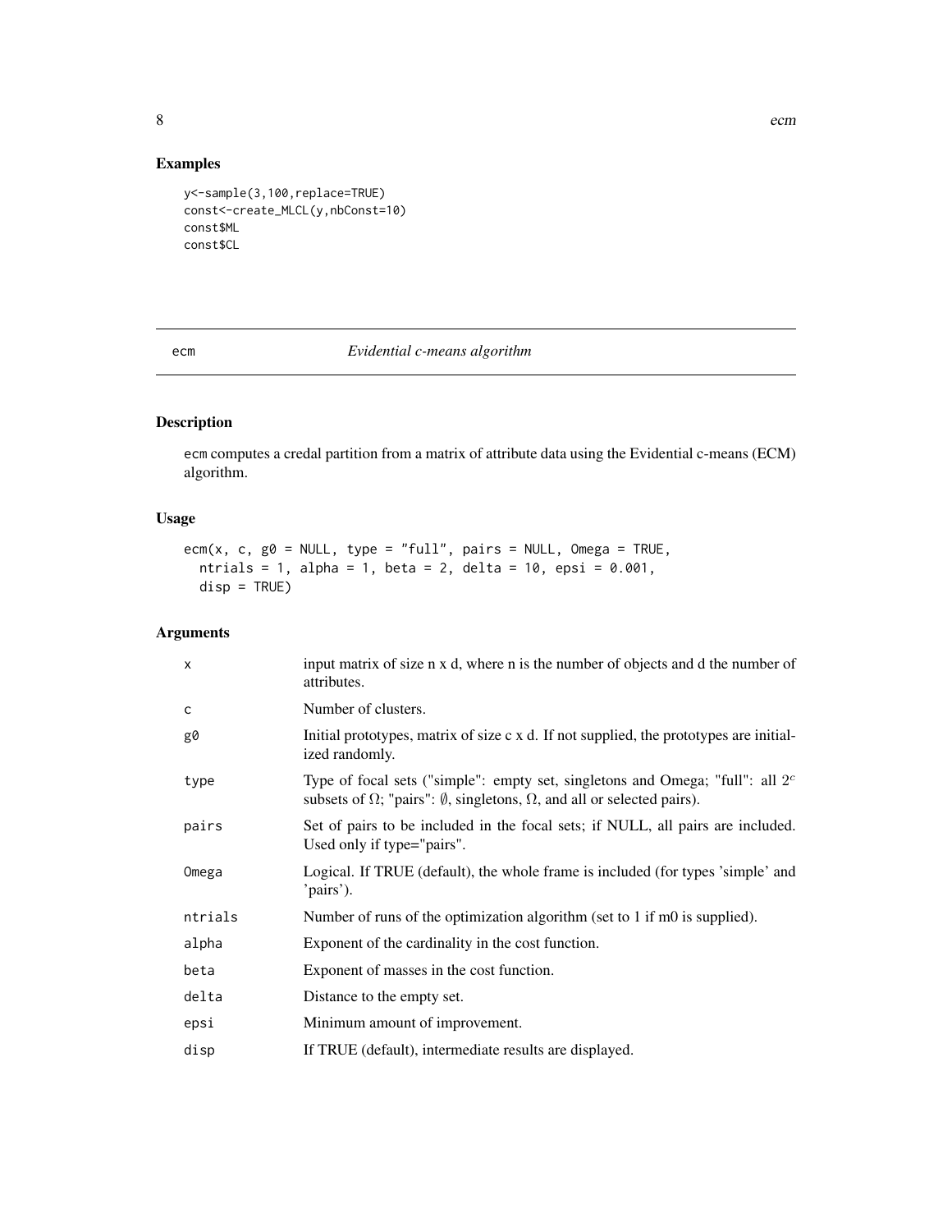## Examples

```
y<-sample(3,100,replace=TRUE)
const<-create_MLCL(y,nbConst=10)
const$ML
const$CL
```

---

# ecm *Evidential c-means algorithm*

---

## Description

ecm computes a credal partition from a matrix of attribute data using the Evidential c-means (ECM) algorithm.

## Usage

```
ecm(x, c, g0 = NULL, type = "full", pairs = NULL, Omega = TRUE,
  ntrials = 1, alpha = 1, beta = 2, delta = 10, epsi = 0.001,
  disp = TRUE)
```

## Arguments

| | |
|---|---|
| x | input matrix of size n x d, where n is the number of objects and d the number of attributes. |
| c | Number of clusters. |
| g0 | Initial prototypes, matrix of size c x d. If not supplied, the prototypes are initialized randomly. |
| type | Type of focal sets ("simple": empty set, singletons and Omega; "full": all $2^c$ subsets of $\Omega$; "pairs": $\emptyset$, singletons, $\Omega$, and all or selected pairs). |
| pairs | Set of pairs to be included in the focal sets; if NULL, all pairs are included. Used only if type="pairs". |
| Omega | Logical. If TRUE (default), the whole frame is included (for types 'simple' and 'pairs'). |
| ntrials | Number of runs of the optimization algorithm (set to 1 if m0 is supplied). |
| alpha | Exponent of the cardinality in the cost function. |
| beta | Exponent of masses in the cost function. |
| delta | Distance to the empty set. |
| epsi | Minimum amount of improvement. |
| disp | If TRUE (default), intermediate results are displayed. |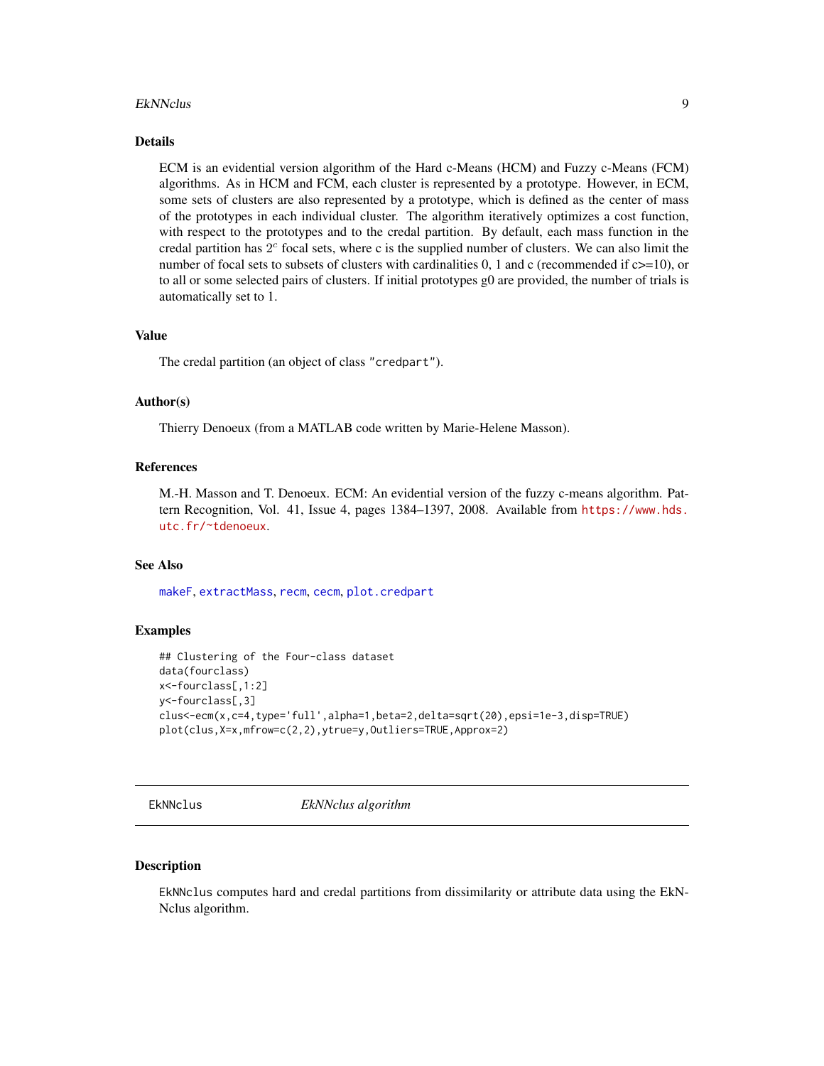### Details

ECM is an evidential version algorithm of the Hard c-Means (HCM) and Fuzzy c-Means (FCM) algorithms. As in HCM and FCM, each cluster is represented by a prototype. However, in ECM, some sets of clusters are also represented by a prototype, which is defined as the center of mass of the prototypes in each individual cluster. The algorithm iteratively optimizes a cost function, with respect to the prototypes and to the credal partition. By default, each mass function in the credal partition has $2^c$ focal sets, where c is the supplied number of clusters. We can also limit the number of focal sets to subsets of clusters with cardinalities 0, 1 and c (recommended if c>=10), or to all or some selected pairs of clusters. If initial prototypes g0 are provided, the number of trials is automatically set to 1.

### Value

The credal partition (an object of class "credpart").

### Author(s)

Thierry Denoeux (from a MATLAB code written by Marie-Helene Masson).

### References

M.-H. Masson and T. Denoeux. ECM: An evidential version of the fuzzy c-means algorithm. Pattern Recognition, Vol. 41, Issue 4, pages 1384–1397, 2008. Available from https://www.hds.utc.fr/~tdenoeux.

### See Also

makeF, extractMass, recm, cecm, plot.credpart

### Examples

```
## Clustering of the Four-class dataset
data(fourclass)
x<-fourclass[,1:2]
y<-fourclass[,3]
clus<-ecm(x,c=4,type='full',alpha=1,beta=2,delta=sqrt(20),epsi=1e-3,disp=TRUE)
plot(clus,X=x,mfrow=c(2,2),ytrue=y,Outliers=TRUE,Approx=2)
```

---

## EkNNclus — *EkNNclus algorithm*

---

### Description

EkNNclus computes hard and credal partitions from dissimilarity or attribute data using the EkNNclus algorithm.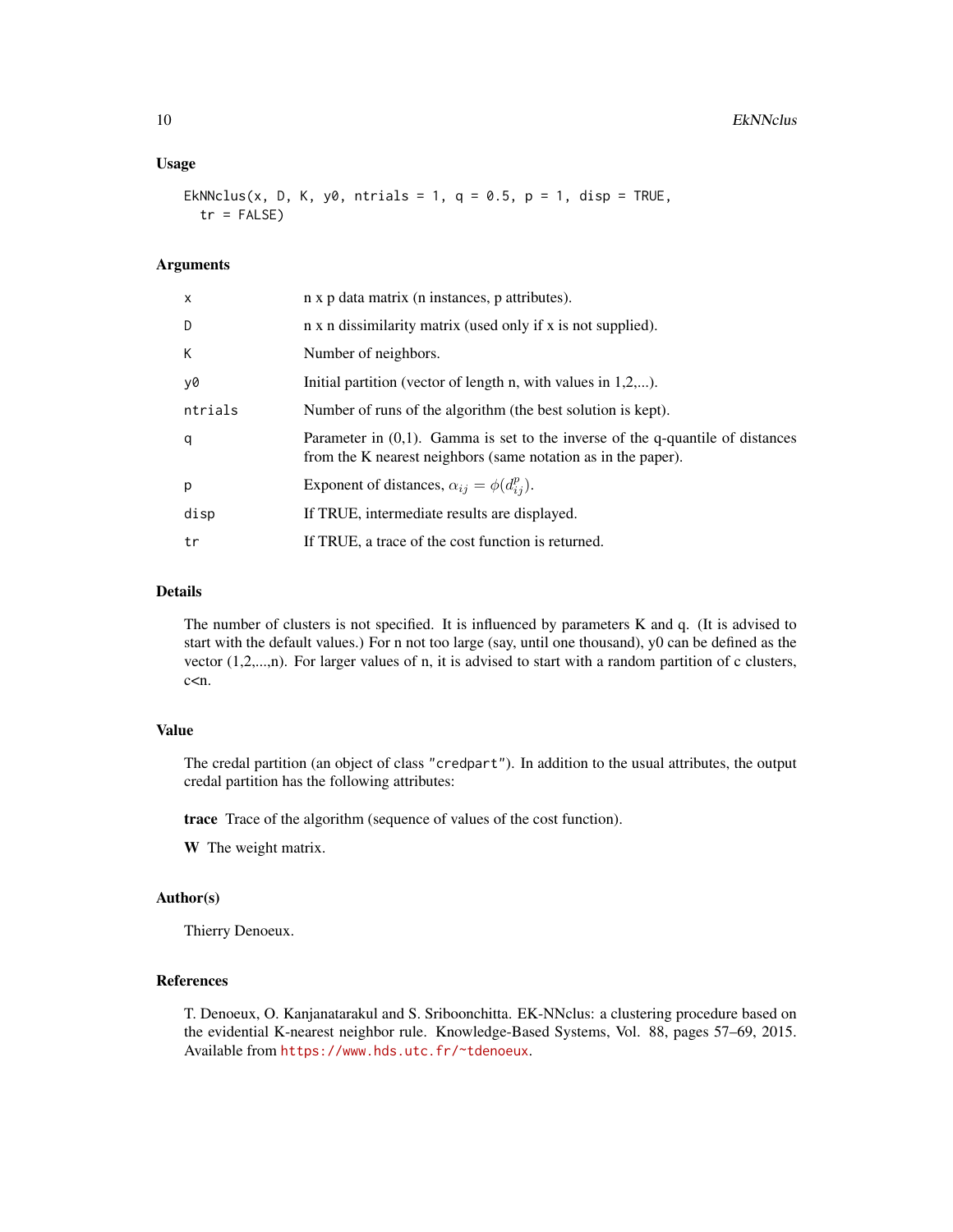### Usage

```
EkNNclus(x, D, K, y0, ntrials = 1, q = 0.5, p = 1, disp = TRUE,
  tr = FALSE)
```

### Arguments

| | |
|---|---|
| x | n x p data matrix (n instances, p attributes). |
| D | n x n dissimilarity matrix (used only if x is not supplied). |
| K | Number of neighbors. |
| y0 | Initial partition (vector of length n, with values in 1,2,...). |
| ntrials | Number of runs of the algorithm (the best solution is kept). |
| q | Parameter in (0,1). Gamma is set to the inverse of the q-quantile of distances from the K nearest neighbors (same notation as in the paper). |
| p | Exponent of distances, $\alpha_{ij} = \phi(d_{ij}^p)$. |
| disp | If TRUE, intermediate results are displayed. |
| tr | If TRUE, a trace of the cost function is returned. |

### Details

The number of clusters is not specified. It is influenced by parameters K and q. (It is advised to start with the default values.) For n not too large (say, until one thousand), y0 can be defined as the vector (1,2,...,n). For larger values of n, it is advised to start with a random partition of c clusters, c<n.

### Value

The credal partition (an object of class "credpart"). In addition to the usual attributes, the output credal partition has the following attributes:

**trace** Trace of the algorithm (sequence of values of the cost function).

**W** The weight matrix.

### Author(s)

Thierry Denoeux.

### References

T. Denoeux, O. Kanjanatarakul and S. Sriboonchitta. EK-NNclus: a clustering procedure based on the evidential K-nearest neighbor rule. Knowledge-Based Systems, Vol. 88, pages 57–69, 2015. Available from https://www.hds.utc.fr/~tdenoeux.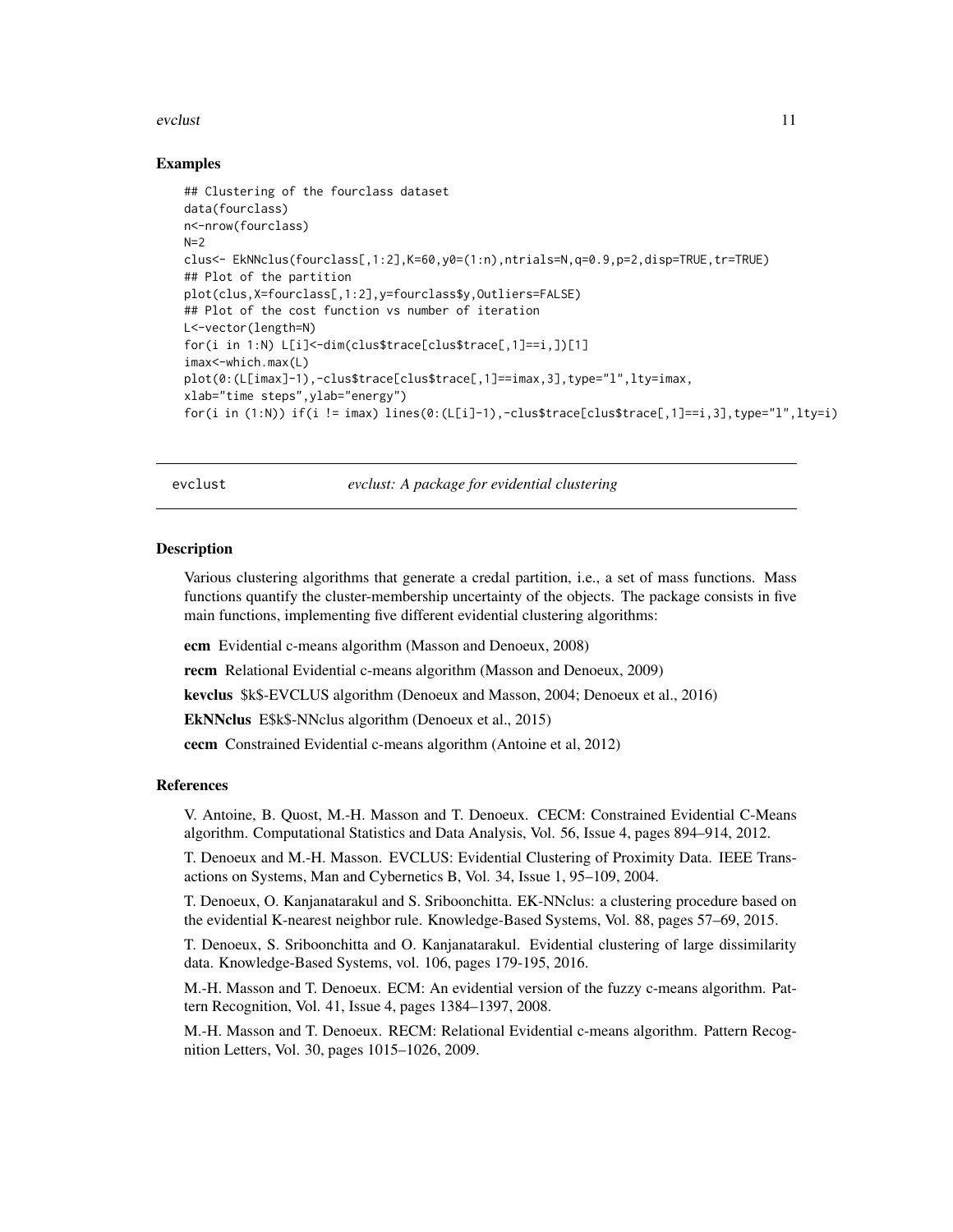## Examples

```
## Clustering of the fourclass dataset
data(fourclass)
n<-nrow(fourclass)
N=2
clus<- EkNNclus(fourclass[,1:2],K=60,y0=(1:n),ntrials=N,q=0.9,p=2,disp=TRUE,tr=TRUE)
## Plot of the partition
plot(clus,X=fourclass[,1:2],y=fourclass$y,Outliers=FALSE)
## Plot of the cost function vs number of iteration
L<-vector(length=N)
for(i in 1:N) L[i]<-dim(clus$trace[clus$trace[,1]==i,])[1]
imax<-which.max(L)
plot(0:(L[imax]-1),-clus$trace[clus$trace[,1]==imax,3],type="l",lty=imax,
xlab="time steps",ylab="energy")
for(i in (1:N)) if(i != imax) lines(0:(L[i]-1),-clus$trace[clus$trace[,1]==i,3],type="l",lty=i)
```

---

# evclust — *evclust: A package for evidential clustering*

## Description

Various clustering algorithms that generate a credal partition, i.e., a set of mass functions. Mass functions quantify the cluster-membership uncertainty of the objects. The package consists in five main functions, implementing five different evidential clustering algorithms:

**ecm** Evidential c-means algorithm (Masson and Denoeux, 2008)

**recm** Relational Evidential c-means algorithm (Masson and Denoeux, 2009)

**kevclus** $k$-EVCLUS algorithm (Denoeux and Masson, 2004; Denoeux et al., 2016)

**EkNNclus** E$k$-NNclus algorithm (Denoeux et al., 2015)

**cecm** Constrained Evidential c-means algorithm (Antoine et al, 2012)

## References

V. Antoine, B. Quost, M.-H. Masson and T. Denoeux. CECM: Constrained Evidential C-Means algorithm. Computational Statistics and Data Analysis, Vol. 56, Issue 4, pages 894–914, 2012.

T. Denoeux and M.-H. Masson. EVCLUS: Evidential Clustering of Proximity Data. IEEE Transactions on Systems, Man and Cybernetics B, Vol. 34, Issue 1, 95–109, 2004.

T. Denoeux, O. Kanjanatarakul and S. Sriboonchitta. EK-NNclus: a clustering procedure based on the evidential K-nearest neighbor rule. Knowledge-Based Systems, Vol. 88, pages 57–69, 2015.

T. Denoeux, S. Sriboonchitta and O. Kanjanatarakul. Evidential clustering of large dissimilarity data. Knowledge-Based Systems, vol. 106, pages 179-195, 2016.

M.-H. Masson and T. Denoeux. ECM: An evidential version of the fuzzy c-means algorithm. Pattern Recognition, Vol. 41, Issue 4, pages 1384–1397, 2008.

M.-H. Masson and T. Denoeux. RECM: Relational Evidential c-means algorithm. Pattern Recognition Letters, Vol. 30, pages 1015–1026, 2009.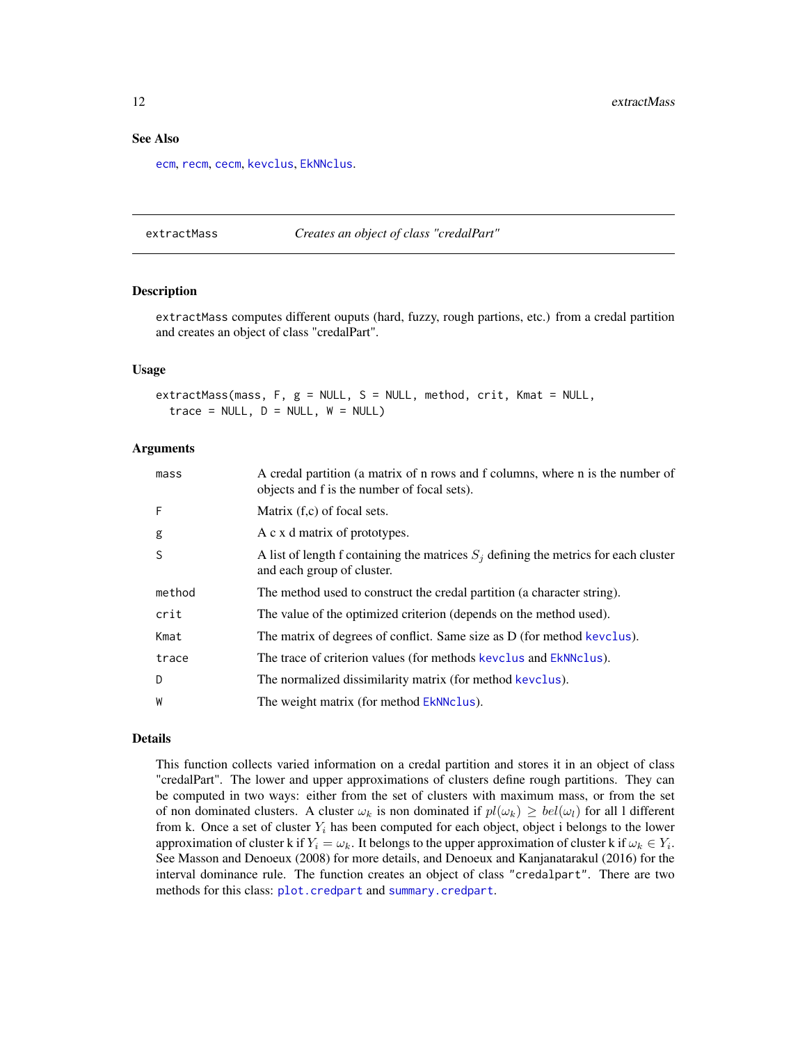## See Also

ecm, recm, cecm, kevclus, EkNNclus.

---

# extractMass — *Creates an object of class "credalPart"*

## Description

extractMass computes different ouputs (hard, fuzzy, rough partions, etc.) from a credal partition and creates an object of class "credalPart".

## Usage

```
extractMass(mass, F, g = NULL, S = NULL, method, crit, Kmat = NULL,
  trace = NULL, D = NULL, W = NULL)
```

## Arguments

| | |
|---|---|
| mass | A credal partition (a matrix of n rows and f columns, where n is the number of objects and f is the number of focal sets). |
| F | Matrix (f,c) of focal sets. |
| g | A c x d matrix of prototypes. |
| S | A list of length f containing the matrices $S_j$ defining the metrics for each cluster and each group of cluster. |
| method | The method used to construct the credal partition (a character string). |
| crit | The value of the optimized criterion (depends on the method used). |
| Kmat | The matrix of degrees of conflict. Same size as D (for method kevclus). |
| trace | The trace of criterion values (for methods kevclus and EkNNclus). |
| D | The normalized dissimilarity matrix (for method kevclus). |
| W | The weight matrix (for method EkNNclus). |

## Details

This function collects varied information on a credal partition and stores it in an object of class "credalPart". The lower and upper approximations of clusters define rough partitions. They can be computed in two ways: either from the set of clusters with maximum mass, or from the set of non dominated clusters. A cluster $\omega_k$ is non dominated if $pl(\omega_k) \geq bel(\omega_l)$ for all l different from k. Once a set of cluster $Y_i$ has been computed for each object, object i belongs to the lower approximation of cluster k if $Y_i = \omega_k$. It belongs to the upper approximation of cluster k if $\omega_k \in Y_i$. See Masson and Denoeux (2008) for more details, and Denoeux and Kanjanatarakul (2016) for the interval dominance rule. The function creates an object of class "credalpart". There are two methods for this class: plot.credpart and summary.credpart.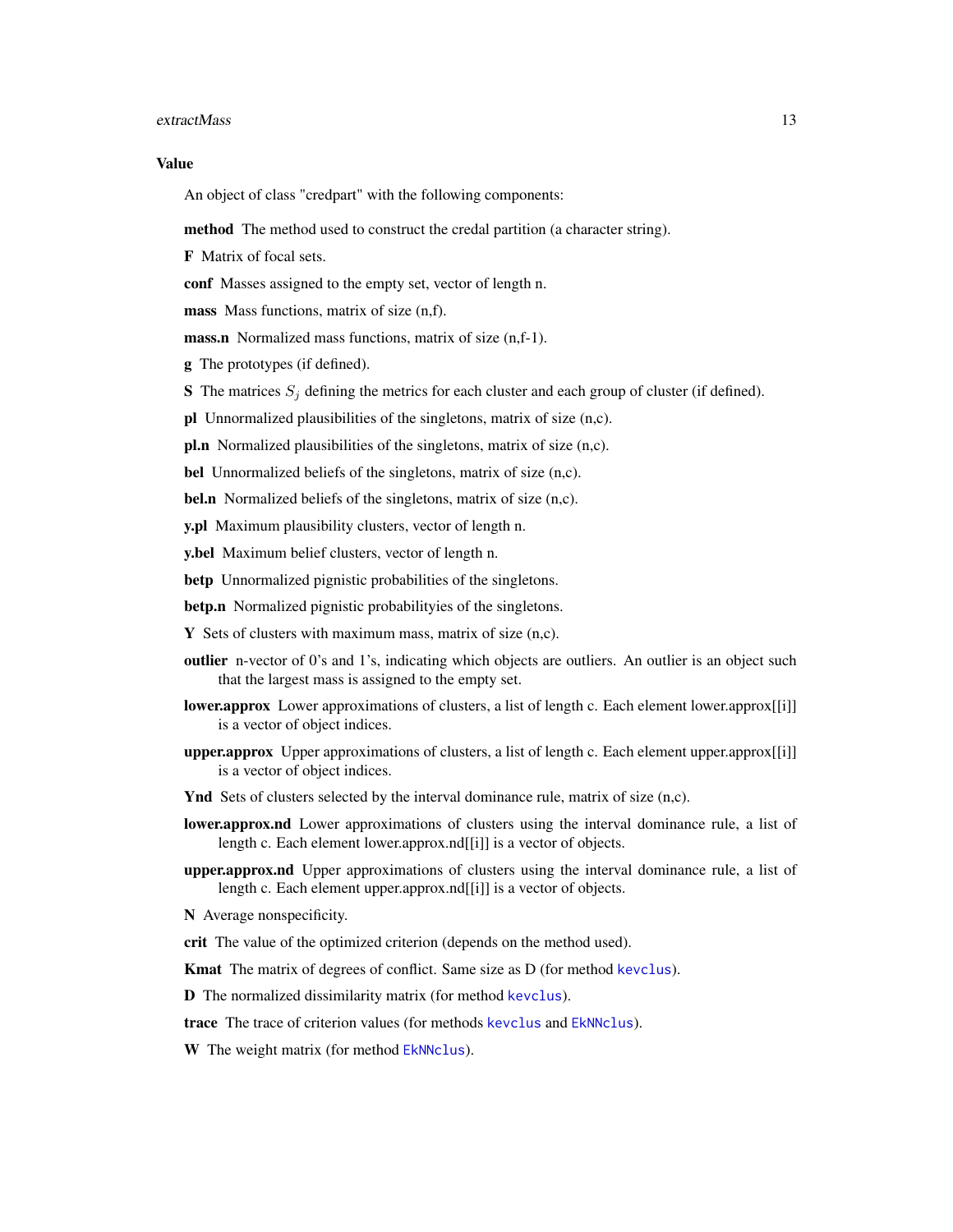## Value

An object of class "credpart" with the following components:

**method** The method used to construct the credal partition (a character string).

**F** Matrix of focal sets.

**conf** Masses assigned to the empty set, vector of length n.

**mass** Mass functions, matrix of size (n,f).

**mass.n** Normalized mass functions, matrix of size (n,f-1).

**g** The prototypes (if defined).

**S** The matrices $S_j$ defining the metrics for each cluster and each group of cluster (if defined).

**pl** Unnormalized plausibilities of the singletons, matrix of size (n,c).

**pl.n** Normalized plausibilities of the singletons, matrix of size (n,c).

**bel** Unnormalized beliefs of the singletons, matrix of size (n,c).

**bel.n** Normalized beliefs of the singletons, matrix of size (n,c).

**y.pl** Maximum plausibility clusters, vector of length n.

**y.bel** Maximum belief clusters, vector of length n.

**betp** Unnormalized pignistic probabilities of the singletons.

**betp.n** Normalized pignistic probabilityies of the singletons.

**Y** Sets of clusters with maximum mass, matrix of size (n,c).

**outlier** n-vector of 0's and 1's, indicating which objects are outliers. An outlier is an object such that the largest mass is assigned to the empty set.

**lower.approx** Lower approximations of clusters, a list of length c. Each element lower.approx[[i]] is a vector of object indices.

**upper.approx** Upper approximations of clusters, a list of length c. Each element upper.approx[[i]] is a vector of object indices.

**Ynd** Sets of clusters selected by the interval dominance rule, matrix of size (n,c).

**lower.approx.nd** Lower approximations of clusters using the interval dominance rule, a list of length c. Each element lower.approx.nd[[i]] is a vector of objects.

**upper.approx.nd** Upper approximations of clusters using the interval dominance rule, a list of length c. Each element upper.approx.nd[[i]] is a vector of objects.

**N** Average nonspecificity.

**crit** The value of the optimized criterion (depends on the method used).

**Kmat** The matrix of degrees of conflict. Same size as D (for method `kevclus`).

**D** The normalized dissimilarity matrix (for method `kevclus`).

**trace** The trace of criterion values (for methods `kevclus` and `EkNNclus`).

**W** The weight matrix (for method `EkNNclus`).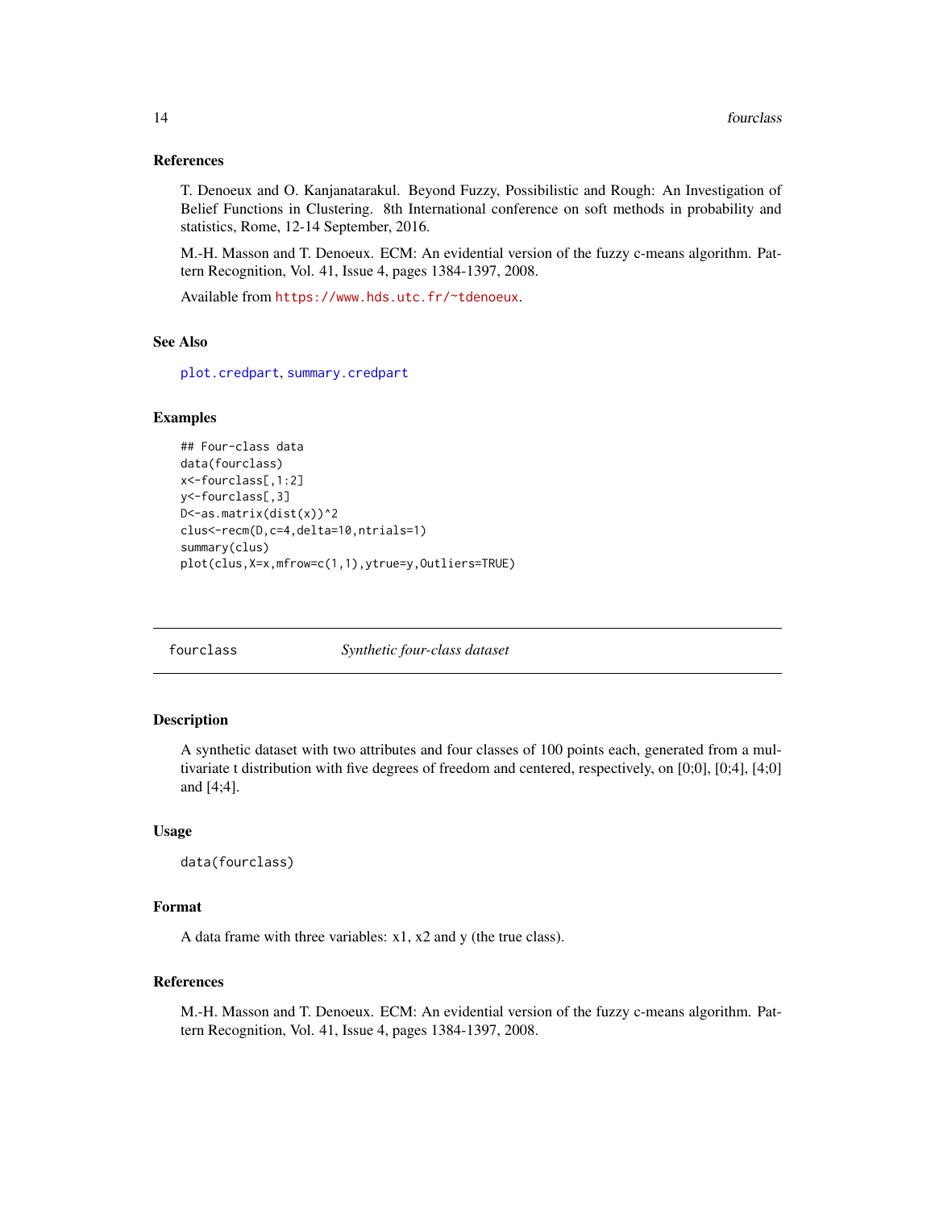### References

T. Denoeux and O. Kanjanatarakul. Beyond Fuzzy, Possibilistic and Rough: An Investigation of Belief Functions in Clustering. 8th International conference on soft methods in probability and statistics, Rome, 12-14 September, 2016.

M.-H. Masson and T. Denoeux. ECM: An evidential version of the fuzzy c-means algorithm. Pattern Recognition, Vol. 41, Issue 4, pages 1384-1397, 2008.

Available from https://www.hds.utc.fr/~tdenoeux.

### See Also

plot.credpart, summary.credpart

### Examples

```
## Four-class data
data(fourclass)
x<-fourclass[,1:2]
y<-fourclass[,3]
D<-as.matrix(dist(x))^2
clus<-recm(D,c=4,delta=10,ntrials=1)
summary(clus)
plot(clus,X=x,mfrow=c(1,1),ytrue=y,Outliers=TRUE)
```

---

## fourclass — *Synthetic four-class dataset*

### Description

A synthetic dataset with two attributes and four classes of 100 points each, generated from a multivariate t distribution with five degrees of freedom and centered, respectively, on [0;0], [0;4], [4;0] and [4;4].

### Usage

```
data(fourclass)
```

### Format

A data frame with three variables: x1, x2 and y (the true class).

### References

M.-H. Masson and T. Denoeux. ECM: An evidential version of the fuzzy c-means algorithm. Pattern Recognition, Vol. 41, Issue 4, pages 1384-1397, 2008.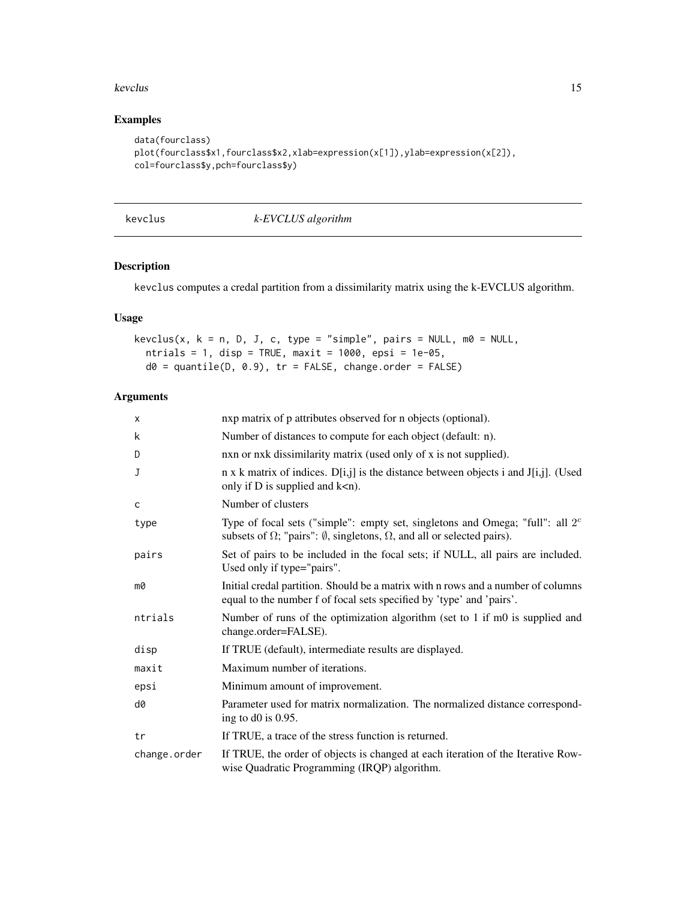## Examples

```
data(fourclass)
plot(fourclass$x1,fourclass$x2,xlab=expression(x[1]),ylab=expression(x[2]),
col=fourclass$y,pch=fourclass$y)
```

---

# kevclus — *k-EVCLUS algorithm*

## Description

kevclus computes a credal partition from a dissimilarity matrix using the k-EVCLUS algorithm.

## Usage

```
kevclus(x, k = n, D, J, c, type = "simple", pairs = NULL, m0 = NULL,
  ntrials = 1, disp = TRUE, maxit = 1000, epsi = 1e-05,
  d0 = quantile(D, 0.9), tr = FALSE, change.order = FALSE)
```

## Arguments

| | |
|---|---|
| x | nxp matrix of p attributes observed for n objects (optional). |
| k | Number of distances to compute for each object (default: n). |
| D | nxn or nxk dissimilarity matrix (used only of x is not supplied). |
| J | n x k matrix of indices. D[i,j] is the distance between objects i and J[i,j]. (Used only if D is supplied and k<n). |
| c | Number of clusters |
| type | Type of focal sets ("simple": empty set, singletons and Omega; "full": all $2^c$ subsets of $\Omega$; "pairs": $\emptyset$, singletons, $\Omega$, and all or selected pairs). |
| pairs | Set of pairs to be included in the focal sets; if NULL, all pairs are included. Used only if type="pairs". |
| m0 | Initial credal partition. Should be a matrix with n rows and a number of columns equal to the number f of focal sets specified by 'type' and 'pairs'. |
| ntrials | Number of runs of the optimization algorithm (set to 1 if m0 is supplied and change.order=FALSE). |
| disp | If TRUE (default), intermediate results are displayed. |
| maxit | Maximum number of iterations. |
| epsi | Minimum amount of improvement. |
| d0 | Parameter used for matrix normalization. The normalized distance corresponding to d0 is 0.95. |
| tr | If TRUE, a trace of the stress function is returned. |
| change.order | If TRUE, the order of objects is changed at each iteration of the Iterative Row-wise Quadratic Programming (IRQP) algorithm. |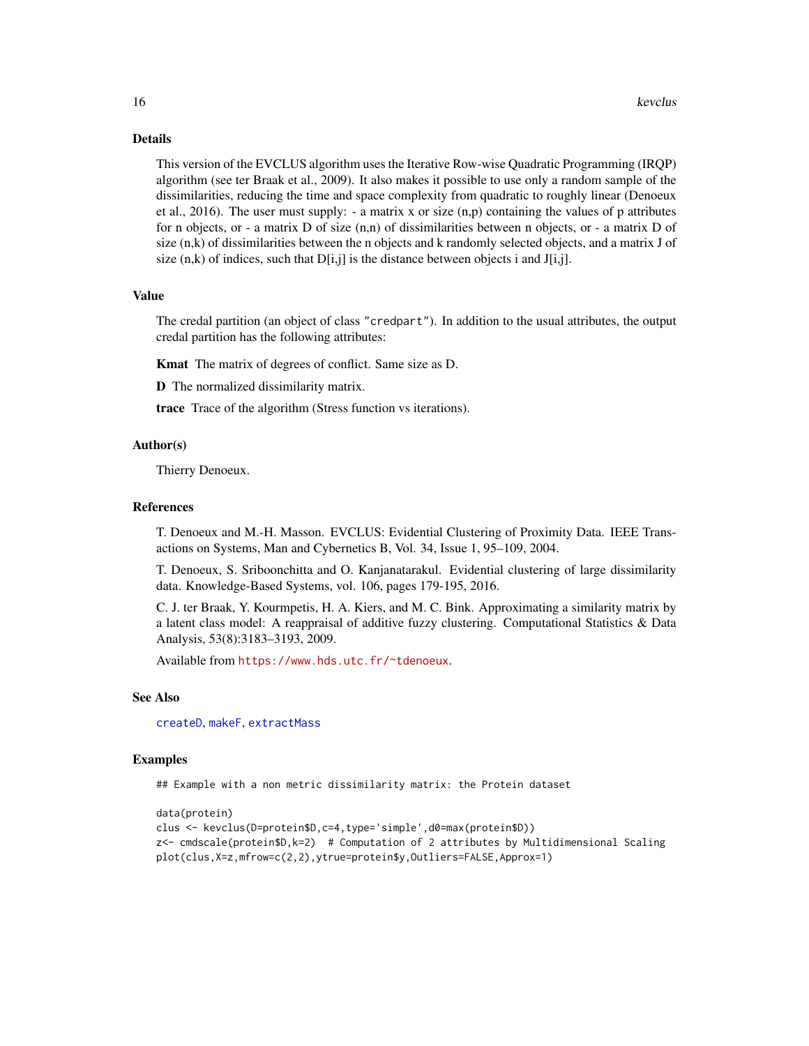## Details

This version of the EVCLUS algorithm uses the Iterative Row-wise Quadratic Programming (IRQP) algorithm (see ter Braak et al., 2009). It also makes it possible to use only a random sample of the dissimilarities, reducing the time and space complexity from quadratic to roughly linear (Denoeux et al., 2016). The user must supply: - a matrix x or size (n,p) containing the values of p attributes for n objects, or - a matrix D of size (n,n) of dissimilarities between n objects, or - a matrix D of size (n,k) of dissimilarities between the n objects and k randomly selected objects, and a matrix J of size (n,k) of indices, such that D[i,j] is the distance between objects i and J[i,j].

## Value

The credal partition (an object of class "credpart"). In addition to the usual attributes, the output credal partition has the following attributes:

**Kmat** The matrix of degrees of conflict. Same size as D.

**D** The normalized dissimilarity matrix.

**trace** Trace of the algorithm (Stress function vs iterations).

## Author(s)

Thierry Denoeux.

## References

T. Denoeux and M.-H. Masson. EVCLUS: Evidential Clustering of Proximity Data. IEEE Transactions on Systems, Man and Cybernetics B, Vol. 34, Issue 1, 95–109, 2004.

T. Denoeux, S. Sriboonchitta and O. Kanjanatarakul. Evidential clustering of large dissimilarity data. Knowledge-Based Systems, vol. 106, pages 179-195, 2016.

C. J. ter Braak, Y. Kourmpetis, H. A. Kiers, and M. C. Bink. Approximating a similarity matrix by a latent class model: A reappraisal of additive fuzzy clustering. Computational Statistics & Data Analysis, 53(8):3183–3193, 2009.

Available from https://www.hds.utc.fr/~tdenoeux.

## See Also

createD, makeF, extractMass

## Examples

```
## Example with a non metric dissimilarity matrix: the Protein dataset

data(protein)
clus <- kevclus(D=protein$D,c=4,type='simple',d0=max(protein$D))
z<- cmdscale(protein$D,k=2)  # Computation of 2 attributes by Multidimensional Scaling
plot(clus,X=z,mfrow=c(2,2),ytrue=protein$y,Outliers=FALSE,Approx=1)
```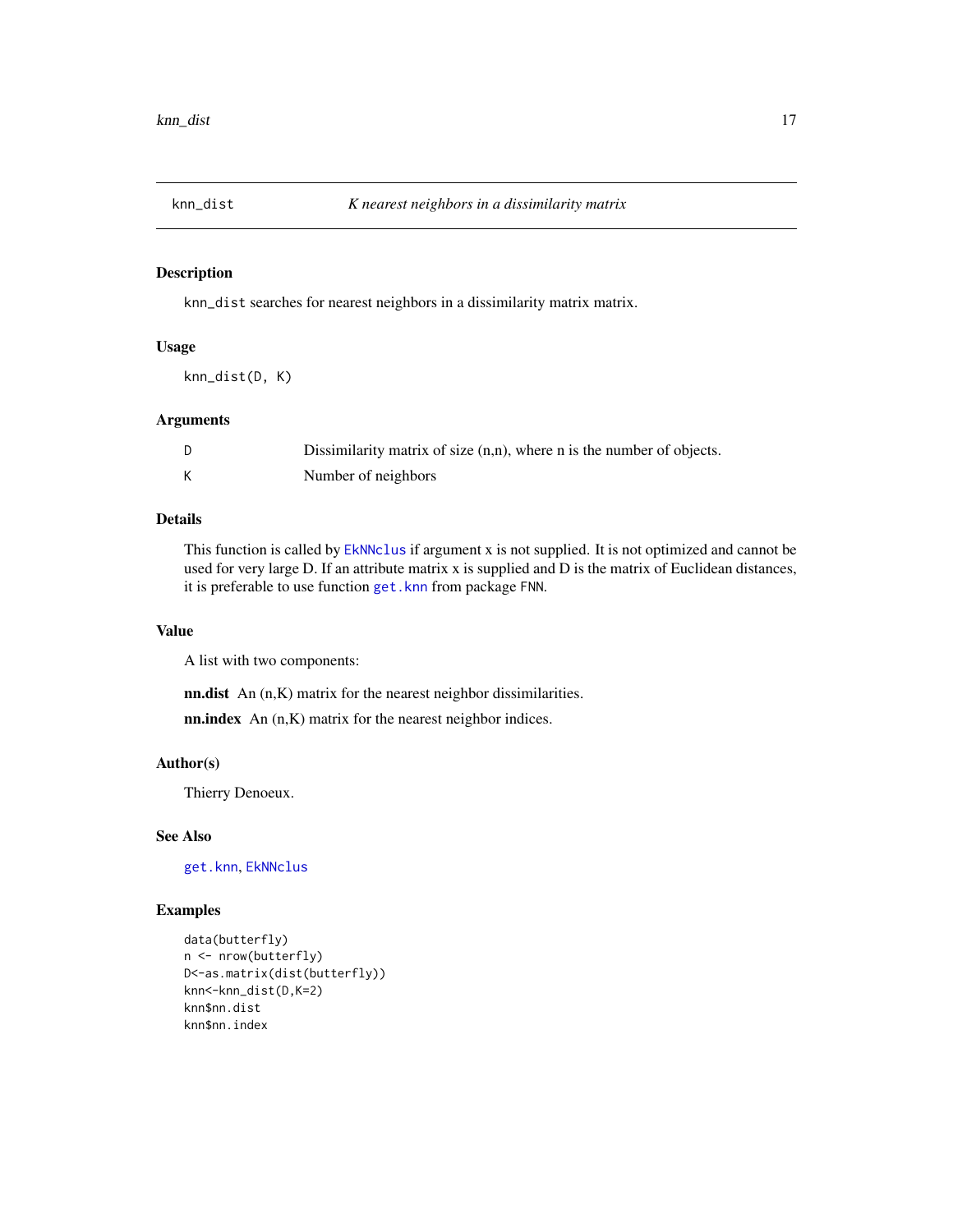## knn_dist — *K nearest neighbors in a dissimilarity matrix*

### Description

`knn_dist` searches for nearest neighbors in a dissimilarity matrix matrix.

### Usage

```
knn_dist(D, K)
```

### Arguments

| | |
|---|---|
| `D` | Dissimilarity matrix of size (n,n), where n is the number of objects. |
| `K` | Number of neighbors |

### Details

This function is called by `EkNNclus` if argument x is not supplied. It is not optimized and cannot be used for very large D. If an attribute matrix x is supplied and D is the matrix of Euclidean distances, it is preferable to use function `get.knn` from package `FNN`.

### Value

A list with two components:

**nn.dist** An (n,K) matrix for the nearest neighbor dissimilarities.

**nn.index** An (n,K) matrix for the nearest neighbor indices.

### Author(s)

Thierry Denoeux.

### See Also

`get.knn`, `EkNNclus`

### Examples

```
data(butterfly)
n <- nrow(butterfly)
D<-as.matrix(dist(butterfly))
knn<-knn_dist(D,K=2)
knn$nn.dist
knn$nn.index
```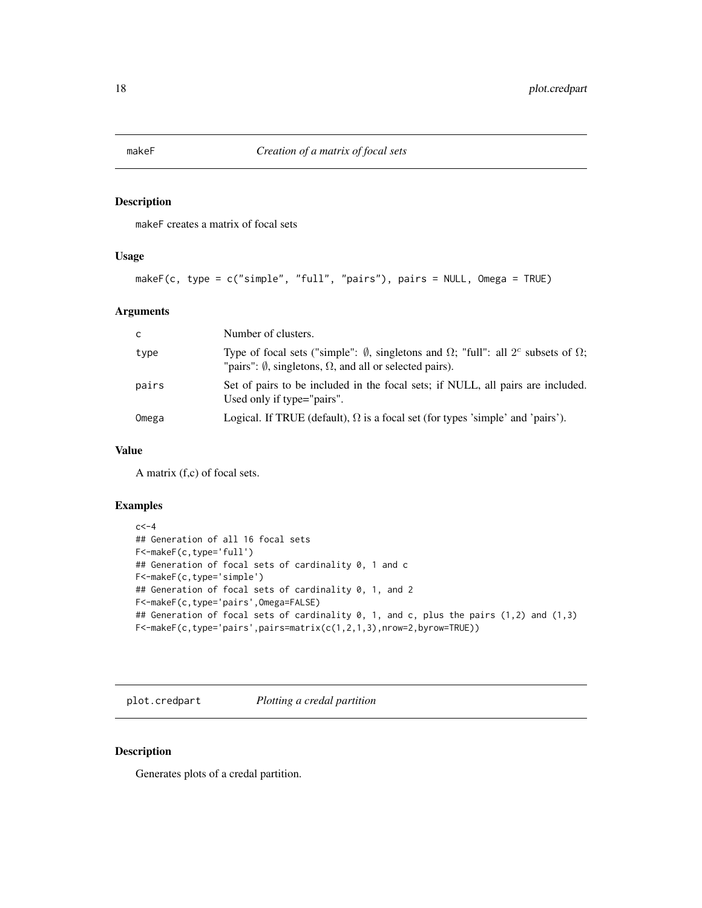## makeF *Creation of a matrix of focal sets*

### Description

makeF creates a matrix of focal sets

### Usage

```
makeF(c, type = c("simple", "full", "pairs"), pairs = NULL, Omega = TRUE)
```

### Arguments

| | |
|---|---|
| c | Number of clusters. |
| type | Type of focal sets ("simple": $\emptyset$, singletons and $\Omega$; "full": all $2^c$ subsets of $\Omega$; "pairs": $\emptyset$, singletons, $\Omega$, and all or selected pairs). |
| pairs | Set of pairs to be included in the focal sets; if NULL, all pairs are included. Used only if type="pairs". |
| Omega | Logical. If TRUE (default), $\Omega$ is a focal set (for types 'simple' and 'pairs'). |

### Value

A matrix (f,c) of focal sets.

### Examples

```
c<-4
## Generation of all 16 focal sets
F<-makeF(c,type='full')
## Generation of focal sets of cardinality 0, 1 and c
F<-makeF(c,type='simple')
## Generation of focal sets of cardinality 0, 1, and 2
F<-makeF(c,type='pairs',Omega=FALSE)
## Generation of focal sets of cardinality 0, 1, and c, plus the pairs (1,2) and (1,3)
F<-makeF(c,type='pairs',pairs=matrix(c(1,2,1,3),nrow=2,byrow=TRUE))
```

## plot.credpart *Plotting a credal partition*

### Description

Generates plots of a credal partition.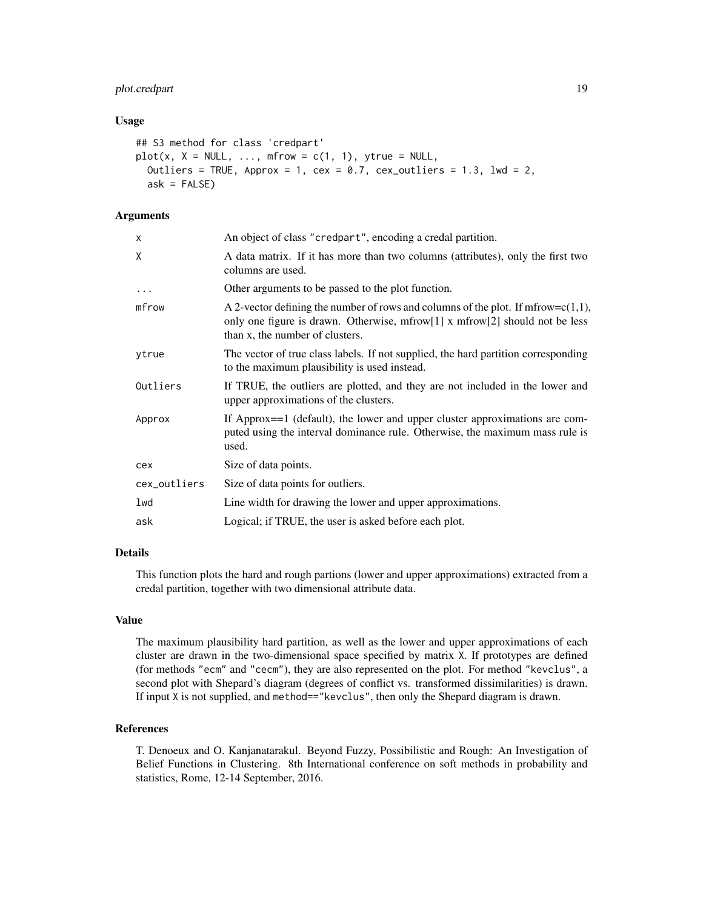### Usage

```
## S3 method for class 'credpart'
plot(x, X = NULL, ..., mfrow = c(1, 1), ytrue = NULL,
  Outliers = TRUE, Approx = 1, cex = 0.7, cex_outliers = 1.3, lwd = 2,
  ask = FALSE)
```

### Arguments

| | |
|---|---|
| x | An object of class "credpart", encoding a credal partition. |
| X | A data matrix. If it has more than two columns (attributes), only the first two columns are used. |
| ... | Other arguments to be passed to the plot function. |
| mfrow | A 2-vector defining the number of rows and columns of the plot. If mfrow=c(1,1), only one figure is drawn. Otherwise, mfrow[1] x mfrow[2] should not be less than x, the number of clusters. |
| ytrue | The vector of true class labels. If not supplied, the hard partition corresponding to the maximum plausibility is used instead. |
| Outliers | If TRUE, the outliers are plotted, and they are not included in the lower and upper approximations of the clusters. |
| Approx | If Approx==1 (default), the lower and upper cluster approximations are computed using the interval dominance rule. Otherwise, the maximum mass rule is used. |
| cex | Size of data points. |
| cex_outliers | Size of data points for outliers. |
| lwd | Line width for drawing the lower and upper approximations. |
| ask | Logical; if TRUE, the user is asked before each plot. |

### Details

This function plots the hard and rough partions (lower and upper approximations) extracted from a credal partition, together with two dimensional attribute data.

### Value

The maximum plausibility hard partition, as well as the lower and upper approximations of each cluster are drawn in the two-dimensional space specified by matrix X. If prototypes are defined (for methods "ecm" and "cecm"), they are also represented on the plot. For method "kevclus", a second plot with Shepard's diagram (degrees of conflict vs. transformed dissimilarities) is drawn. If input X is not supplied, and method=="kevclus", then only the Shepard diagram is drawn.

### References

T. Denoeux and O. Kanjanatarakul. Beyond Fuzzy, Possibilistic and Rough: An Investigation of Belief Functions in Clustering. 8th International conference on soft methods in probability and statistics, Rome, 12-14 September, 2016.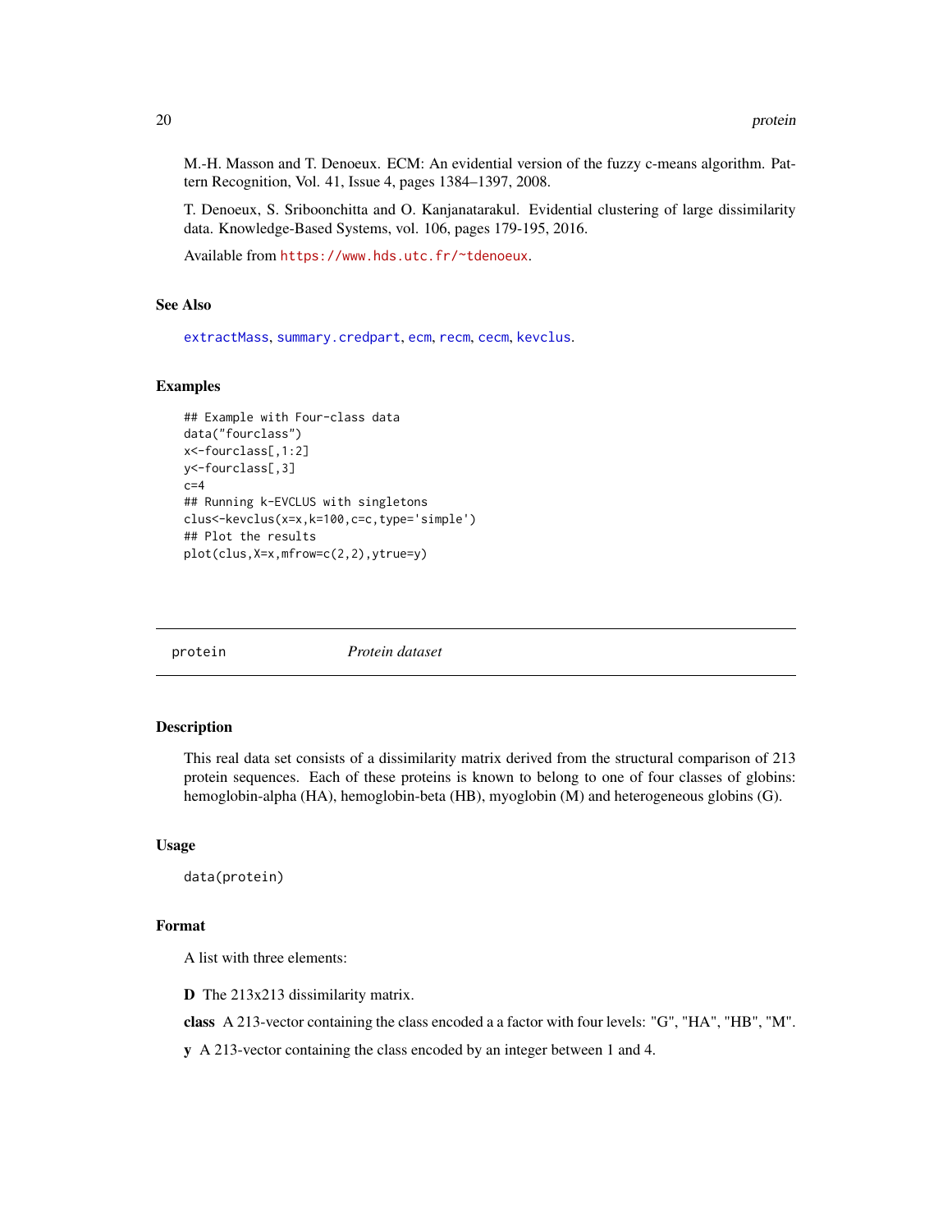M.-H. Masson and T. Denoeux. ECM: An evidential version of the fuzzy c-means algorithm. Pattern Recognition, Vol. 41, Issue 4, pages 1384–1397, 2008.

T. Denoeux, S. Sriboonchitta and O. Kanjanatarakul. Evidential clustering of large dissimilarity data. Knowledge-Based Systems, vol. 106, pages 179-195, 2016.

Available from https://www.hds.utc.fr/~tdenoeux.

### See Also

extractMass, summary.credpart, ecm, recm, cecm, kevclus.

### Examples

```
## Example with Four-class data
data("fourclass")
x<-fourclass[,1:2]
y<-fourclass[,3]
c=4
## Running k-EVCLUS with singletons
clus<-kevclus(x=x,k=100,c=c,type='simple')
## Plot the results
plot(clus,X=x,mfrow=c(2,2),ytrue=y)
```

---

## protein *Protein dataset*

---

### Description

This real data set consists of a dissimilarity matrix derived from the structural comparison of 213 protein sequences. Each of these proteins is known to belong to one of four classes of globins: hemoglobin-alpha (HA), hemoglobin-beta (HB), myoglobin (M) and heterogeneous globins (G).

### Usage

```
data(protein)
```

### Format

A list with three elements:

**D** The 213x213 dissimilarity matrix.

**class** A 213-vector containing the class encoded a a factor with four levels: "G", "HA", "HB", "M".

**y** A 213-vector containing the class encoded by an integer between 1 and 4.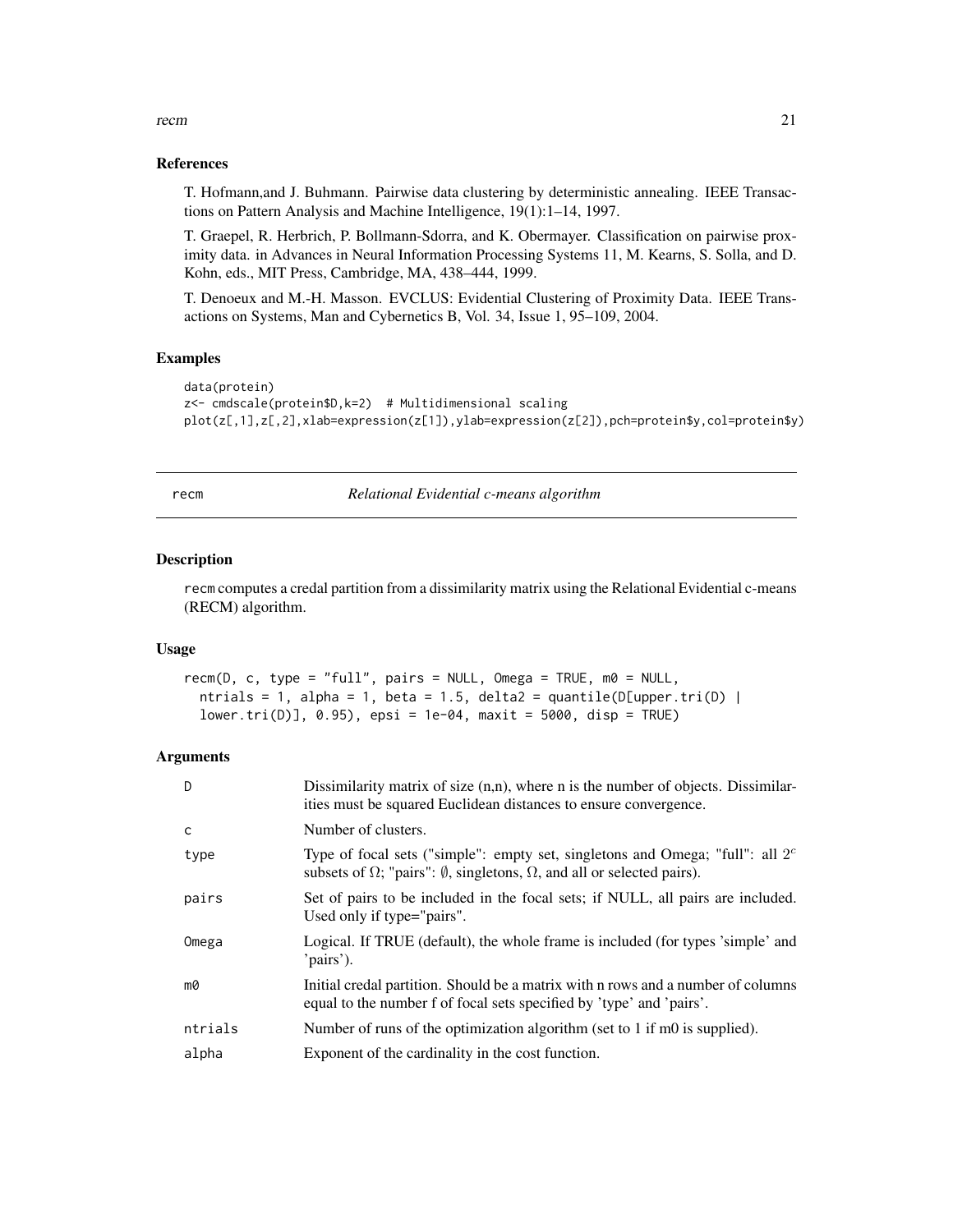### References

T. Hofmann,and J. Buhmann. Pairwise data clustering by deterministic annealing. IEEE Transactions on Pattern Analysis and Machine Intelligence, 19(1):1–14, 1997.

T. Graepel, R. Herbrich, P. Bollmann-Sdorra, and K. Obermayer. Classification on pairwise proximity data. in Advances in Neural Information Processing Systems 11, M. Kearns, S. Solla, and D. Kohn, eds., MIT Press, Cambridge, MA, 438–444, 1999.

T. Denoeux and M.-H. Masson. EVCLUS: Evidential Clustering of Proximity Data. IEEE Transactions on Systems, Man and Cybernetics B, Vol. 34, Issue 1, 95–109, 2004.

### Examples

```
data(protein)
z<- cmdscale(protein$D,k=2)  # Multidimensional scaling
plot(z[,1],z[,2],xlab=expression(z[1]),ylab=expression(z[2]),pch=protein$y,col=protein$y)
```

---

## recm — *Relational Evidential c-means algorithm*

### Description

recm computes a credal partition from a dissimilarity matrix using the Relational Evidential c-means (RECM) algorithm.

### Usage

```
recm(D, c, type = "full", pairs = NULL, Omega = TRUE, m0 = NULL,
  ntrials = 1, alpha = 1, beta = 1.5, delta2 = quantile(D[upper.tri(D) |
  lower.tri(D)], 0.95), epsi = 1e-04, maxit = 5000, disp = TRUE)
```

### Arguments

| | |
|---|---|
| D | Dissimilarity matrix of size (n,n), where n is the number of objects. Dissimilarities must be squared Euclidean distances to ensure convergence. |
| c | Number of clusters. |
| type | Type of focal sets ("simple": empty set, singletons and Omega; "full": all $2^c$ subsets of $\Omega$; "pairs": $\emptyset$, singletons, $\Omega$, and all or selected pairs). |
| pairs | Set of pairs to be included in the focal sets; if NULL, all pairs are included. Used only if type="pairs". |
| Omega | Logical. If TRUE (default), the whole frame is included (for types 'simple' and 'pairs'). |
| m0 | Initial credal partition. Should be a matrix with n rows and a number of columns equal to the number f of focal sets specified by 'type' and 'pairs'. |
| ntrials | Number of runs of the optimization algorithm (set to 1 if m0 is supplied). |
| alpha | Exponent of the cardinality in the cost function. |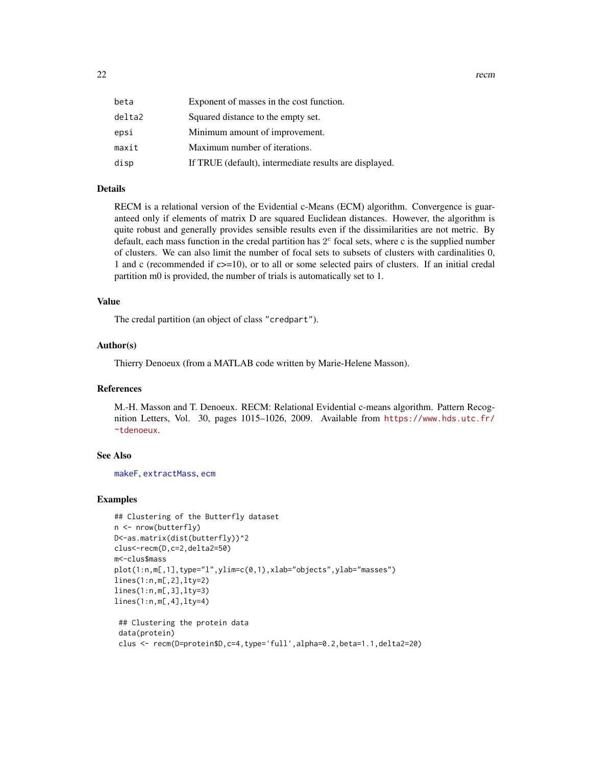| | |
|---|---|
| beta | Exponent of masses in the cost function. |
| delta2 | Squared distance to the empty set. |
| epsi | Minimum amount of improvement. |
| maxit | Maximum number of iterations. |
| disp | If TRUE (default), intermediate results are displayed. |

## Details

RECM is a relational version of the Evidential c-Means (ECM) algorithm. Convergence is guaranteed only if elements of matrix D are squared Euclidean distances. However, the algorithm is quite robust and generally provides sensible results even if the dissimilarities are not metric. By default, each mass function in the credal partition has $2^c$ focal sets, where c is the supplied number of clusters. We can also limit the number of focal sets to subsets of clusters with cardinalities 0, 1 and c (recommended if c>=10), or to all or some selected pairs of clusters. If an initial credal partition m0 is provided, the number of trials is automatically set to 1.

## Value

The credal partition (an object of class "credpart").

## Author(s)

Thierry Denoeux (from a MATLAB code written by Marie-Helene Masson).

## References

M.-H. Masson and T. Denoeux. RECM: Relational Evidential c-means algorithm. Pattern Recognition Letters, Vol. 30, pages 1015–1026, 2009. Available from https://www.hds.utc.fr/~tdenoeux.

## See Also

makeF, extractMass, ecm

## Examples

```
## Clustering of the Butterfly dataset
n <- nrow(butterfly)
D<-as.matrix(dist(butterfly))^2
clus<-recm(D,c=2,delta2=50)
m<-clus$mass
plot(1:n,m[,1],type="l",ylim=c(0,1),xlab="objects",ylab="masses")
lines(1:n,m[,2],lty=2)
lines(1:n,m[,3],lty=3)
lines(1:n,m[,4],lty=4)

 ## Clustering the protein data
 data(protein)
 clus <- recm(D=protein$D,c=4,type='full',alpha=0.2,beta=1.1,delta2=20)
```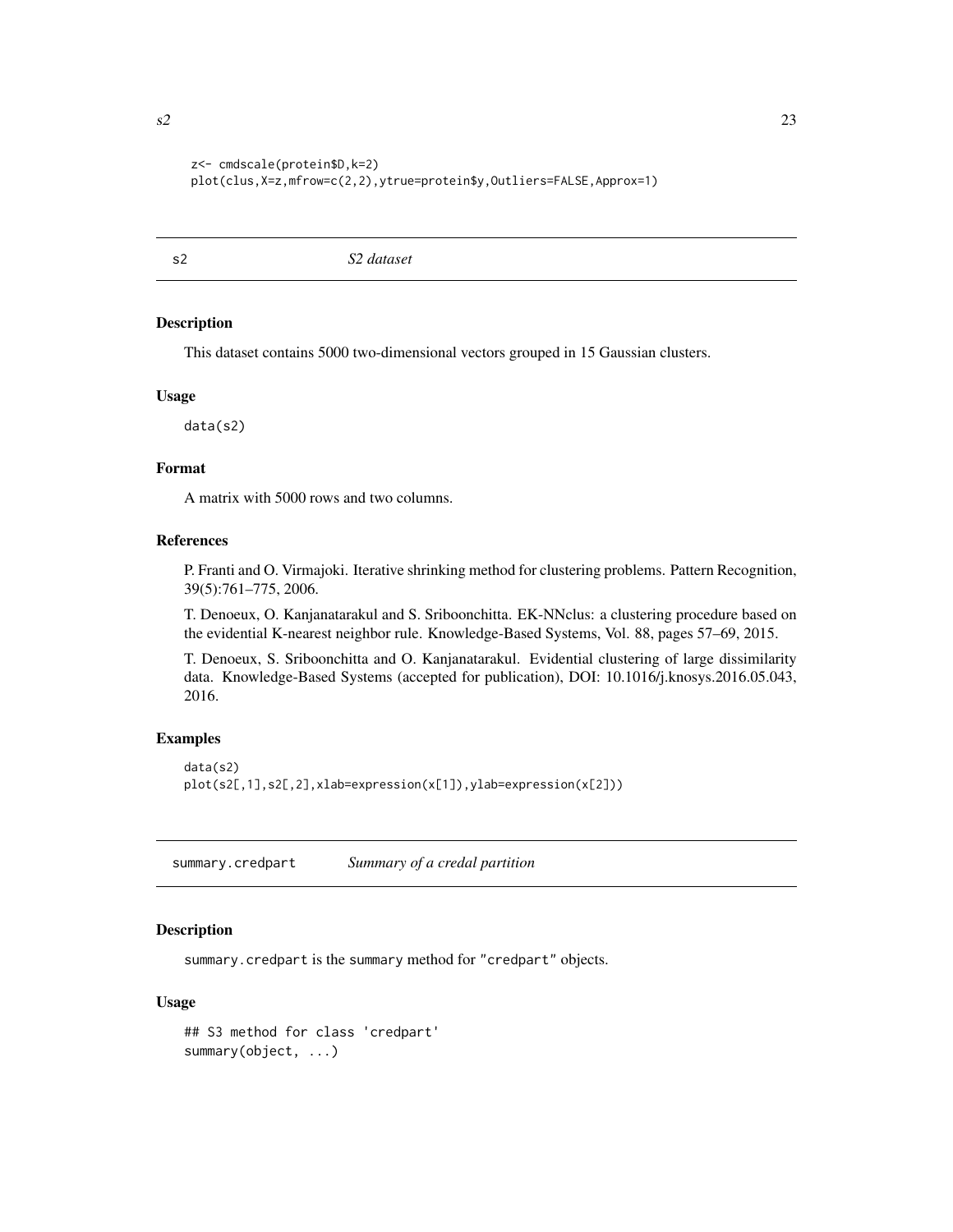```
z<- cmdscale(protein$D,k=2)
plot(clus,X=z,mfrow=c(2,2),ytrue=protein$y,Outliers=FALSE,Approx=1)
```

## s2 *S2 dataset*

### Description

This dataset contains 5000 two-dimensional vectors grouped in 15 Gaussian clusters.

### Usage

```
data(s2)
```

### Format

A matrix with 5000 rows and two columns.

### References

P. Franti and O. Virmajoki. Iterative shrinking method for clustering problems. Pattern Recognition, 39(5):761–775, 2006.

T. Denoeux, O. Kanjanatarakul and S. Sriboonchitta. EK-NNclus: a clustering procedure based on the evidential K-nearest neighbor rule. Knowledge-Based Systems, Vol. 88, pages 57–69, 2015.

T. Denoeux, S. Sriboonchitta and O. Kanjanatarakul. Evidential clustering of large dissimilarity data. Knowledge-Based Systems (accepted for publication), DOI: 10.1016/j.knosys.2016.05.043, 2016.

### Examples

```
data(s2)
plot(s2[,1],s2[,2],xlab=expression(x[1]),ylab=expression(x[2]))
```

## summary.credpart *Summary of a credal partition*

### Description

summary.credpart is the summary method for "credpart" objects.

### Usage

```
## S3 method for class 'credpart'
summary(object, ...)
```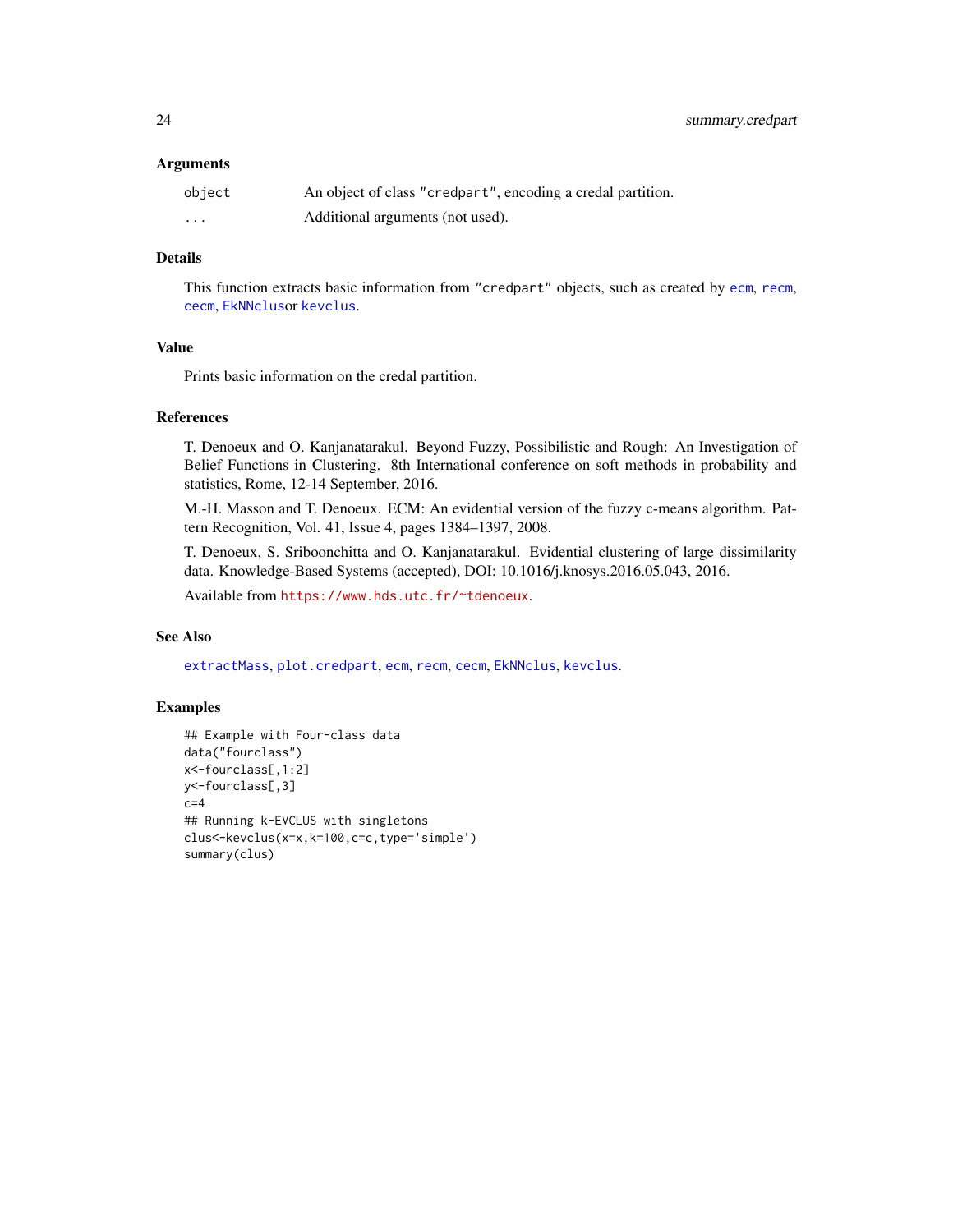### Arguments

| | |
|---|---|
| `object` | An object of class "credpart", encoding a credal partition. |
| `...` | Additional arguments (not used). |

### Details

This function extracts basic information from "credpart" objects, such as created by `ecm`, `recm`, `cecm`, `EkNNclus`or `kevclus`.

### Value

Prints basic information on the credal partition.

### References

T. Denoeux and O. Kanjanatarakul. Beyond Fuzzy, Possibilistic and Rough: An Investigation of Belief Functions in Clustering. 8th International conference on soft methods in probability and statistics, Rome, 12-14 September, 2016.

M.-H. Masson and T. Denoeux. ECM: An evidential version of the fuzzy c-means algorithm. Pattern Recognition, Vol. 41, Issue 4, pages 1384–1397, 2008.

T. Denoeux, S. Sriboonchitta and O. Kanjanatarakul. Evidential clustering of large dissimilarity data. Knowledge-Based Systems (accepted), DOI: 10.1016/j.knosys.2016.05.043, 2016.

Available from https://www.hds.utc.fr/~tdenoeux.

### See Also

`extractMass`, `plot.credpart`, `ecm`, `recm`, `cecm`, `EkNNclus`, `kevclus`.

### Examples

```
## Example with Four-class data
data("fourclass")
x<-fourclass[,1:2]
y<-fourclass[,3]
c=4
## Running k-EVCLUS with singletons
clus<-kevclus(x=x,k=100,c=c,type='simple')
summary(clus)
```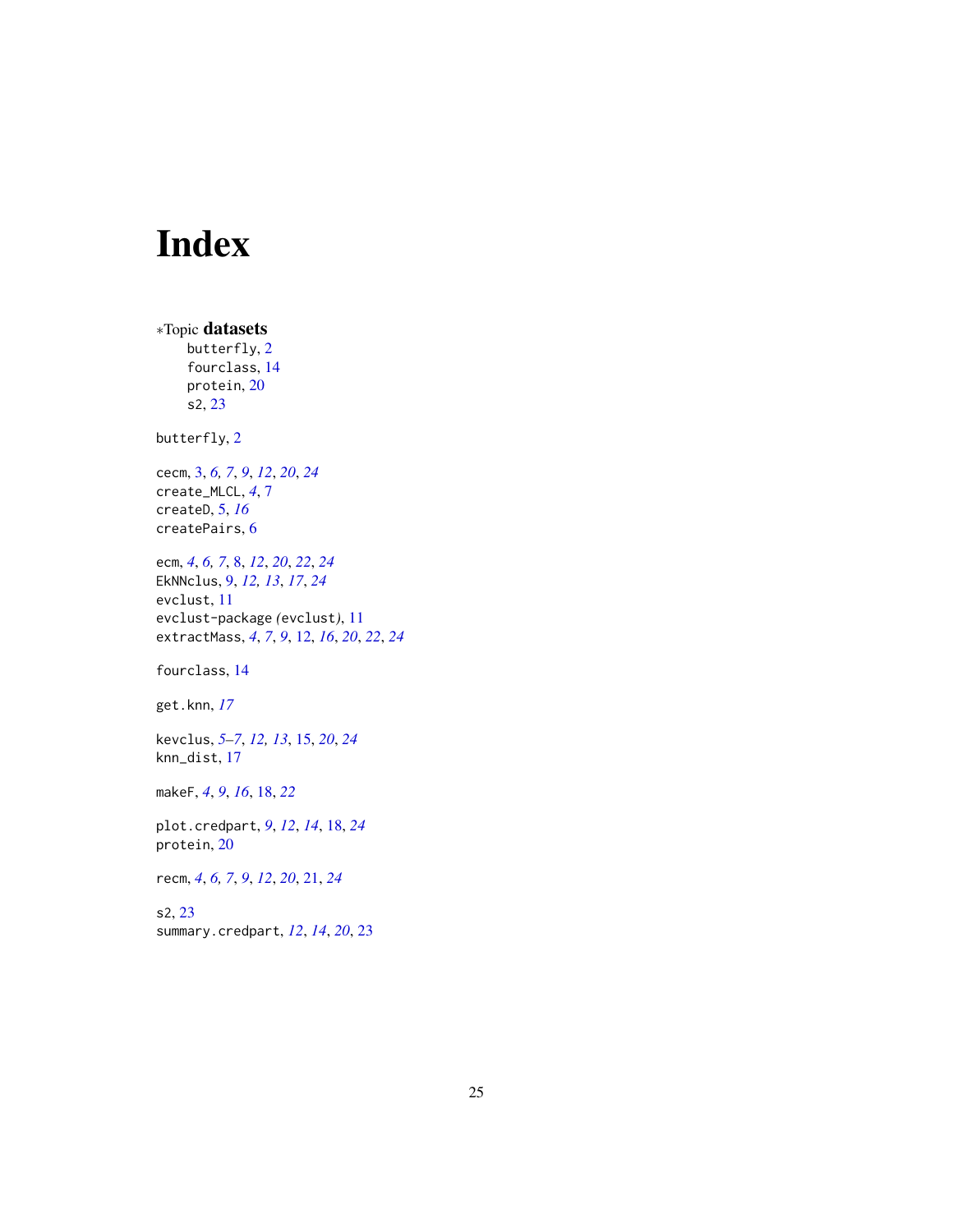# Index

*Topic **datasets**

- butterfly, 2
- fourclass, 14
- protein, 20
- s2, 23

butterfly, 2

cecm, 3, *6, 7*, *9*, *12*, *20*, *24*
create_MLCL, *4*, 7
createD, 5, *16*
createPairs, 6

ecm, *4*, *6, 7*, 8, *12*, *20*, *22*, *24*
EkNNclus, 9, *12, 13*, *17*, *24*
evclust, 11
evclust-package *(*evclust*)*, 11
extractMass, *4*, *7*, *9*, 12, *16*, *20*, *22*, *24*

fourclass, 14

get.knn, *17*

kevclus, *5–7*, *12, 13*, 15, *20*, *24*
knn_dist, 17

makeF, *4*, *9*, *16*, 18, *22*

plot.credpart, *9*, *12*, *14*, 18, *24*
protein, 20

recm, *4*, *6, 7*, *9*, *12*, *20*, 21, *24*

s2, 23
summary.credpart, *12*, *14*, *20*, 23